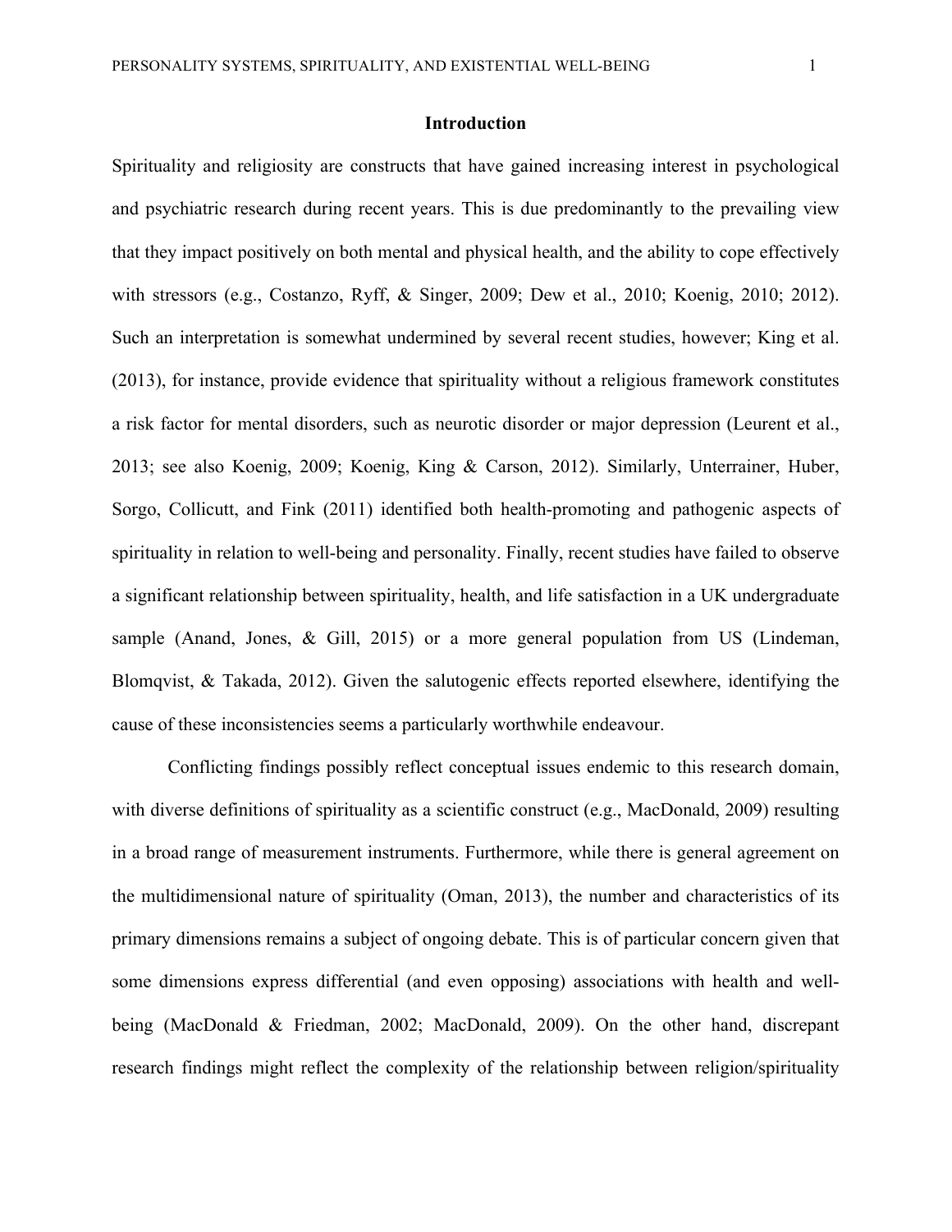## Introduction

Spirituality and religiosity are constructs that have gained increasing interest in psychological and psychiatric research during recent years. This is due predominantly to the prevailing view that they impact positively on both mental and physical health, and the ability to cope effectively with stressors (e.g., Costanzo, Ryff, & Singer, 2009; Dew et al., 2010; Koenig, 2010; 2012). Such an interpretation is somewhat undermined by several recent studies, however; King et al. (2013), for instance, provide evidence that spirituality without a religious framework constitutes a risk factor for mental disorders, such as neurotic disorder or major depression (Leurent et al., 2013; see also Koenig, 2009; Koenig, King & Carson, 2012). Similarly, Unterrainer, Huber, Sorgo, Collicutt, and Fink (2011) identified both health-promoting and pathogenic aspects of spirituality in relation to well-being and personality. Finally, recent studies have failed to observe a significant relationship between spirituality, health, and life satisfaction in a UK undergraduate sample (Anand, Jones, & Gill, 2015) or a more general population from US (Lindeman, Blomqvist, & Takada, 2012). Given the salutogenic effects reported elsewhere, identifying the cause of these inconsistencies seems a particularly worthwhile endeavour.

Conflicting findings possibly reflect conceptual issues endemic to this research domain, with diverse definitions of spirituality as a scientific construct (e.g., MacDonald, 2009) resulting in a broad range of measurement instruments. Furthermore, while there is general agreement on the multidimensional nature of spirituality (Oman, 2013), the number and characteristics of its primary dimensions remains a subject of ongoing debate. This is of particular concern given that some dimensions express differential (and even opposing) associations with health and well-being (MacDonald & Friedman, 2002; MacDonald, 2009). On the other hand, discrepant research findings might reflect the complexity of the relationship between religion/spirituality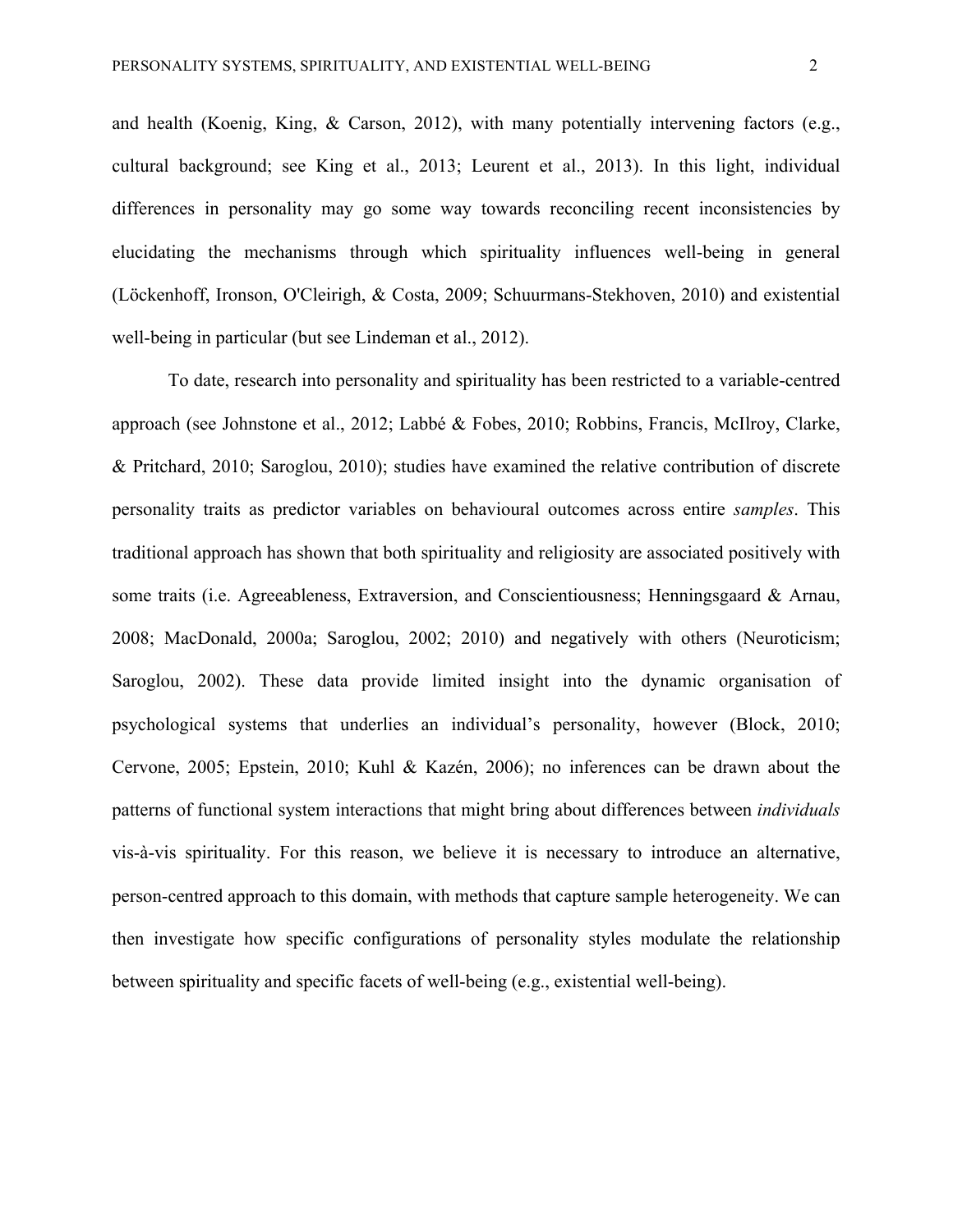and health (Koenig, King, & Carson, 2012), with many potentially intervening factors (e.g., cultural background; see King et al., 2013; Leurent et al., 2013). In this light, individual differences in personality may go some way towards reconciling recent inconsistencies by elucidating the mechanisms through which spirituality influences well-being in general (Löckenhoff, Ironson, O'Cleirigh, & Costa, 2009; Schuurmans-Stekhoven, 2010) and existential well-being in particular (but see Lindeman et al., 2012).

To date, research into personality and spirituality has been restricted to a variable-centred approach (see Johnstone et al., 2012; Labbé & Fobes, 2010; Robbins, Francis, McIlroy, Clarke, & Pritchard, 2010; Saroglou, 2010); studies have examined the relative contribution of discrete personality traits as predictor variables on behavioural outcomes across entire *samples*. This traditional approach has shown that both spirituality and religiosity are associated positively with some traits (i.e. Agreeableness, Extraversion, and Conscientiousness; Henningsgaard & Arnau, 2008; MacDonald, 2000a; Saroglou, 2002; 2010) and negatively with others (Neuroticism; Saroglou, 2002). These data provide limited insight into the dynamic organisation of psychological systems that underlies an individual's personality, however (Block, 2010; Cervone, 2005; Epstein, 2010; Kuhl & Kazén, 2006); no inferences can be drawn about the patterns of functional system interactions that might bring about differences between *individuals* vis-à-vis spirituality. For this reason, we believe it is necessary to introduce an alternative, person-centred approach to this domain, with methods that capture sample heterogeneity. We can then investigate how specific configurations of personality styles modulate the relationship between spirituality and specific facets of well-being (e.g., existential well-being).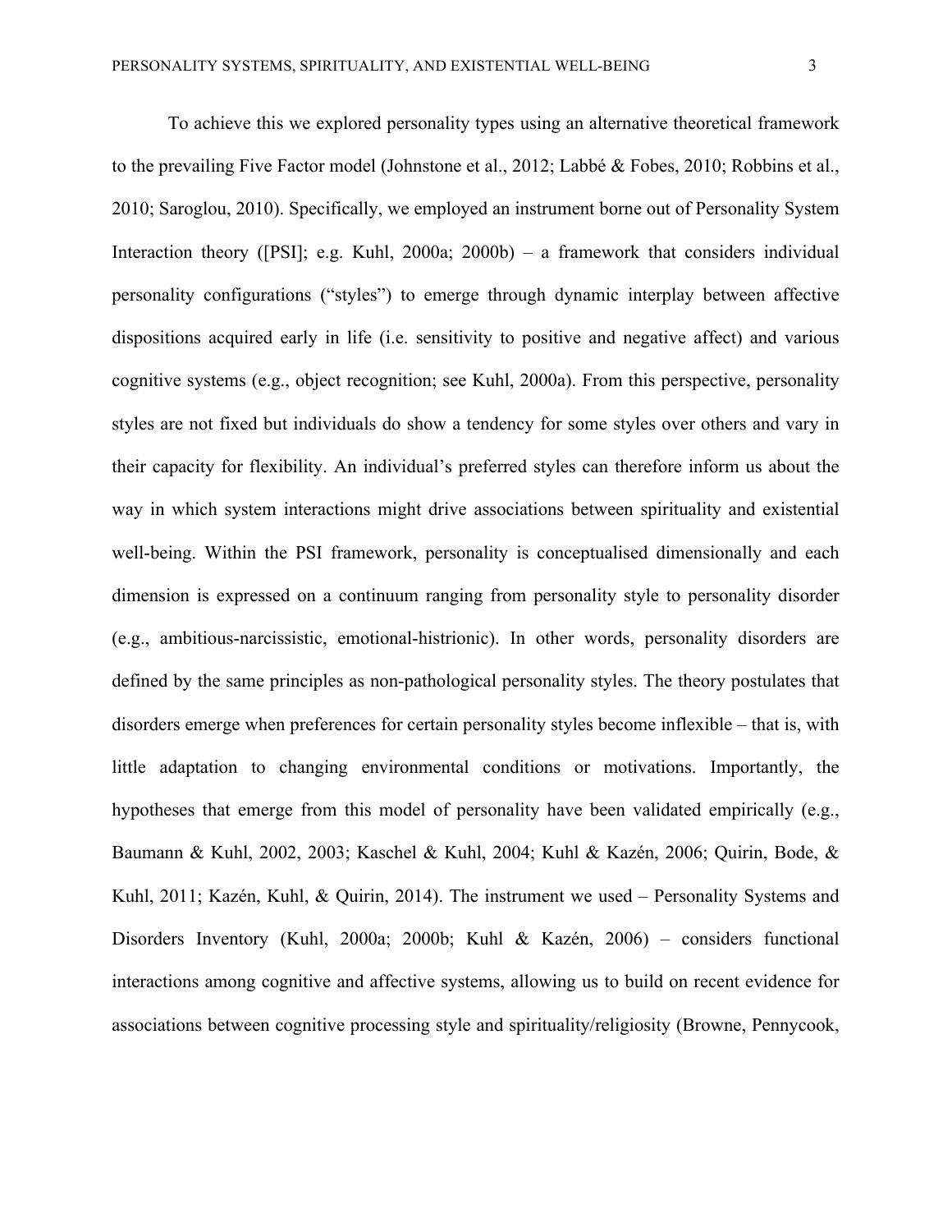To achieve this we explored personality types using an alternative theoretical framework to the prevailing Five Factor model (Johnstone et al., 2012; Labbé & Fobes, 2010; Robbins et al., 2010; Saroglou, 2010). Specifically, we employed an instrument borne out of Personality System Interaction theory ([PSI]; e.g. Kuhl, 2000a; 2000b) – a framework that considers individual personality configurations ("styles") to emerge through dynamic interplay between affective dispositions acquired early in life (i.e. sensitivity to positive and negative affect) and various cognitive systems (e.g., object recognition; see Kuhl, 2000a). From this perspective, personality styles are not fixed but individuals do show a tendency for some styles over others and vary in their capacity for flexibility. An individual's preferred styles can therefore inform us about the way in which system interactions might drive associations between spirituality and existential well-being. Within the PSI framework, personality is conceptualised dimensionally and each dimension is expressed on a continuum ranging from personality style to personality disorder (e.g., ambitious-narcissistic, emotional-histrionic). In other words, personality disorders are defined by the same principles as non-pathological personality styles. The theory postulates that disorders emerge when preferences for certain personality styles become inflexible – that is, with little adaptation to changing environmental conditions or motivations. Importantly, the hypotheses that emerge from this model of personality have been validated empirically (e.g., Baumann & Kuhl, 2002, 2003; Kaschel & Kuhl, 2004; Kuhl & Kazén, 2006; Quirin, Bode, & Kuhl, 2011; Kazén, Kuhl, & Quirin, 2014). The instrument we used – Personality Systems and Disorders Inventory (Kuhl, 2000a; 2000b; Kuhl & Kazén, 2006) – considers functional interactions among cognitive and affective systems, allowing us to build on recent evidence for associations between cognitive processing style and spirituality/religiosity (Browne, Pennycook,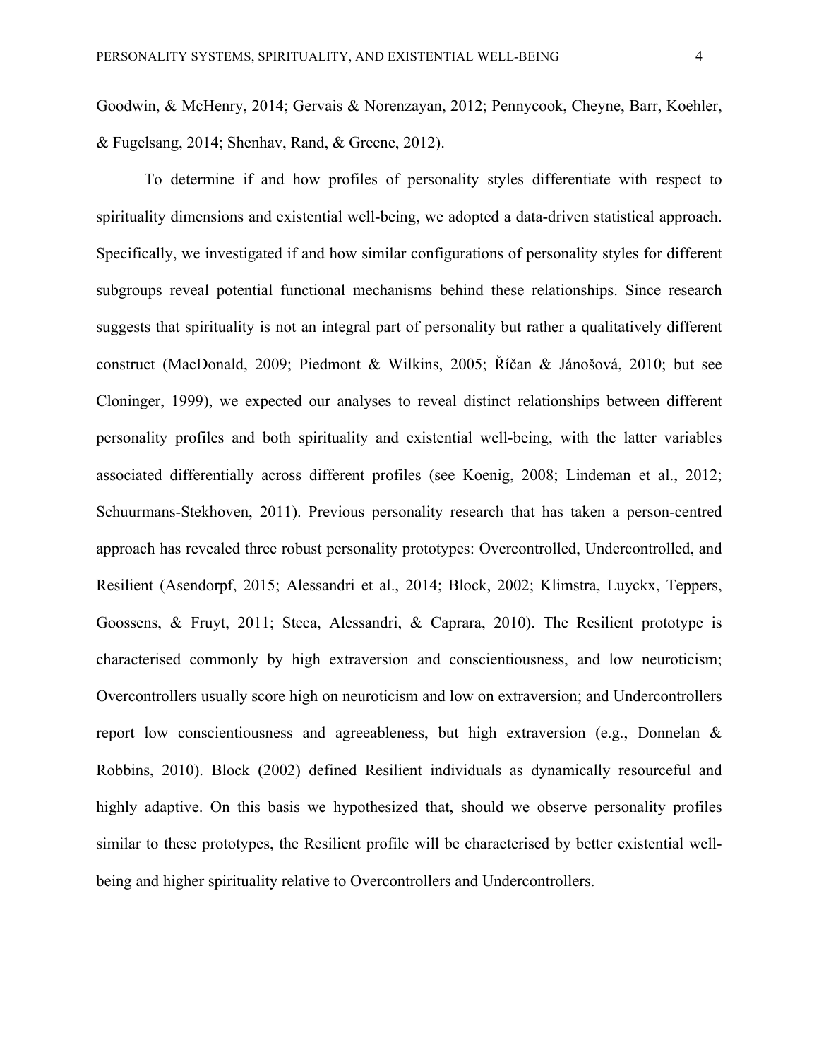Goodwin, & McHenry, 2014; Gervais & Norenzayan, 2012; Pennycook, Cheyne, Barr, Koehler, & Fugelsang, 2014; Shenhav, Rand, & Greene, 2012).

To determine if and how profiles of personality styles differentiate with respect to spirituality dimensions and existential well-being, we adopted a data-driven statistical approach. Specifically, we investigated if and how similar configurations of personality styles for different subgroups reveal potential functional mechanisms behind these relationships. Since research suggests that spirituality is not an integral part of personality but rather a qualitatively different construct (MacDonald, 2009; Piedmont & Wilkins, 2005; Říčan & Jánošová, 2010; but see Cloninger, 1999), we expected our analyses to reveal distinct relationships between different personality profiles and both spirituality and existential well-being, with the latter variables associated differentially across different profiles (see Koenig, 2008; Lindeman et al., 2012; Schuurmans-Stekhoven, 2011). Previous personality research that has taken a person-centred approach has revealed three robust personality prototypes: Overcontrolled, Undercontrolled, and Resilient (Asendorpf, 2015; Alessandri et al., 2014; Block, 2002; Klimstra, Luyckx, Teppers, Goossens, & Fruyt, 2011; Steca, Alessandri, & Caprara, 2010). The Resilient prototype is characterised commonly by high extraversion and conscientiousness, and low neuroticism; Overcontrollers usually score high on neuroticism and low on extraversion; and Undercontrollers report low conscientiousness and agreeableness, but high extraversion (e.g., Donnelan & Robbins, 2010). Block (2002) defined Resilient individuals as dynamically resourceful and highly adaptive. On this basis we hypothesized that, should we observe personality profiles similar to these prototypes, the Resilient profile will be characterised by better existential well-being and higher spirituality relative to Overcontrollers and Undercontrollers.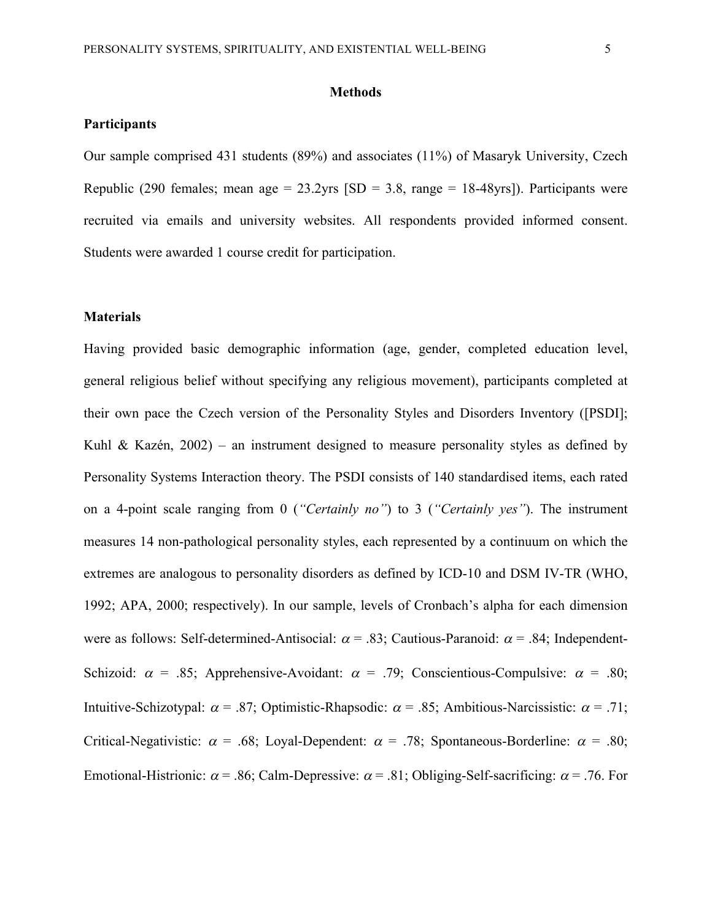## Methods

### Participants

Our sample comprised 431 students (89%) and associates (11%) of Masaryk University, Czech Republic (290 females; mean age = 23.2yrs [SD = 3.8, range = 18-48yrs]). Participants were recruited via emails and university websites. All respondents provided informed consent. Students were awarded 1 course credit for participation.

### Materials

Having provided basic demographic information (age, gender, completed education level, general religious belief without specifying any religious movement), participants completed at their own pace the Czech version of the Personality Styles and Disorders Inventory ([PSDI]; Kuhl & Kazén, 2002) – an instrument designed to measure personality styles as defined by Personality Systems Interaction theory. The PSDI consists of 140 standardised items, each rated on a 4-point scale ranging from 0 (*"Certainly no"*) to 3 (*"Certainly yes"*). The instrument measures 14 non-pathological personality styles, each represented by a continuum on which the extremes are analogous to personality disorders as defined by ICD-10 and DSM IV-TR (WHO, 1992; APA, 2000; respectively). In our sample, levels of Cronbach's alpha for each dimension were as follows: Self-determined-Antisocial: $\alpha$ = .83; Cautious-Paranoid: $\alpha$ = .84; Independent-Schizoid: $\alpha$ = .85; Apprehensive-Avoidant: $\alpha$ = .79; Conscientious-Compulsive: $\alpha$ = .80; Intuitive-Schizotypal: $\alpha$ = .87; Optimistic-Rhapsodic: $\alpha$ = .85; Ambitious-Narcissistic: $\alpha$ = .71; Critical-Negativistic: $\alpha$ = .68; Loyal-Dependent: $\alpha$ = .78; Spontaneous-Borderline: $\alpha$ = .80; Emotional-Histrionic: $\alpha$ = .86; Calm-Depressive: $\alpha$ = .81; Obliging-Self-sacrificing: $\alpha$ = .76. For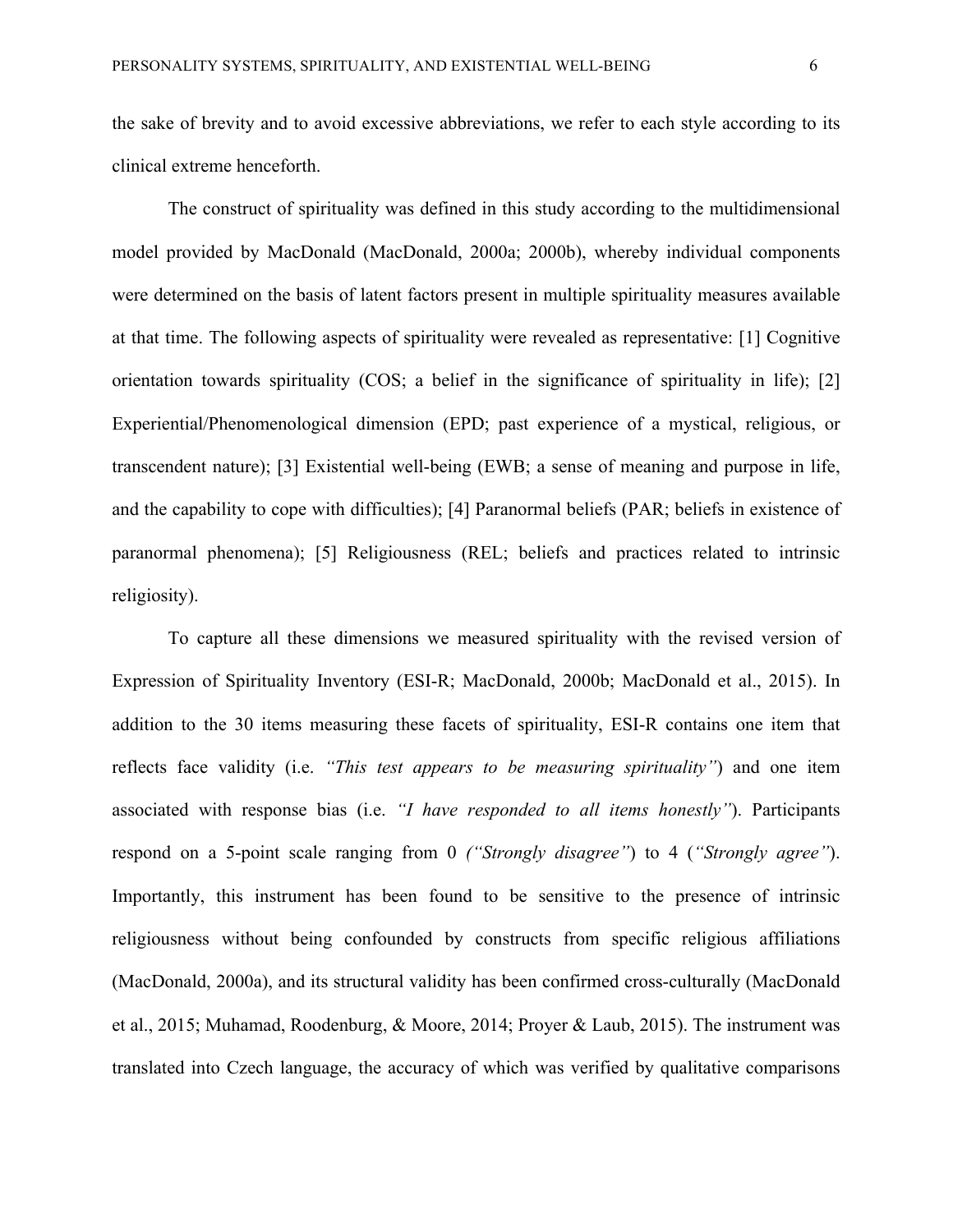the sake of brevity and to avoid excessive abbreviations, we refer to each style according to its clinical extreme henceforth.

The construct of spirituality was defined in this study according to the multidimensional model provided by MacDonald (MacDonald, 2000a; 2000b), whereby individual components were determined on the basis of latent factors present in multiple spirituality measures available at that time. The following aspects of spirituality were revealed as representative: [1] Cognitive orientation towards spirituality (COS; a belief in the significance of spirituality in life); [2] Experiential/Phenomenological dimension (EPD; past experience of a mystical, religious, or transcendent nature); [3] Existential well-being (EWB; a sense of meaning and purpose in life, and the capability to cope with difficulties); [4] Paranormal beliefs (PAR; beliefs in existence of paranormal phenomena); [5] Religiousness (REL; beliefs and practices related to intrinsic religiosity).

To capture all these dimensions we measured spirituality with the revised version of Expression of Spirituality Inventory (ESI-R; MacDonald, 2000b; MacDonald et al., 2015). In addition to the 30 items measuring these facets of spirituality, ESI-R contains one item that reflects face validity (i.e. *"This test appears to be measuring spirituality"*) and one item associated with response bias (i.e. *"I have responded to all items honestly"*). Participants respond on a 5-point scale ranging from 0 *("Strongly disagree"*) to 4 (*"Strongly agree"*). Importantly, this instrument has been found to be sensitive to the presence of intrinsic religiousness without being confounded by constructs from specific religious affiliations (MacDonald, 2000a), and its structural validity has been confirmed cross-culturally (MacDonald et al., 2015; Muhamad, Roodenburg, & Moore, 2014; Proyer & Laub, 2015). The instrument was translated into Czech language, the accuracy of which was verified by qualitative comparisons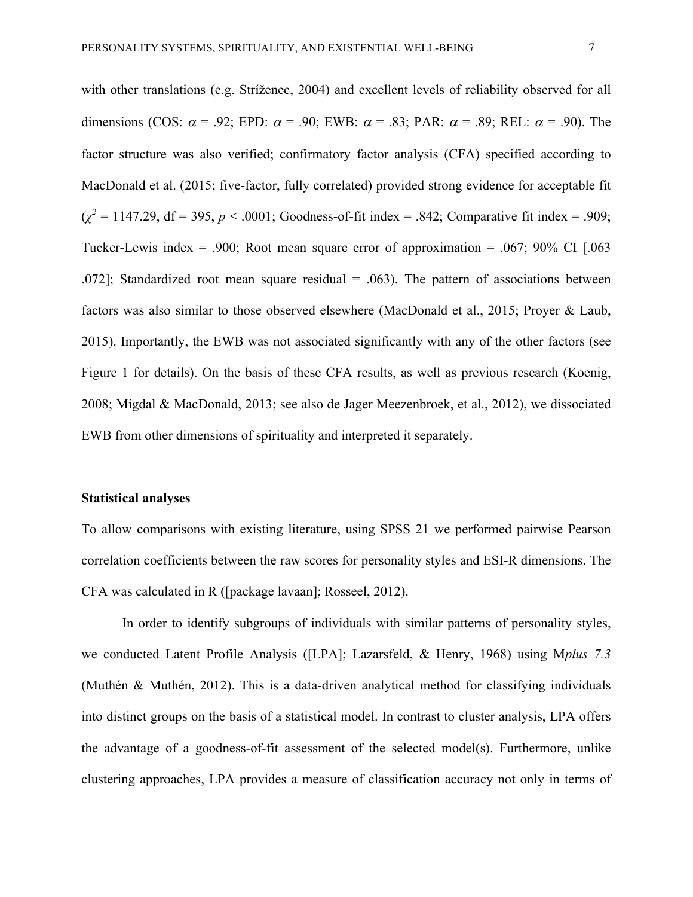with other translations (e.g. Stríženec, 2004) and excellent levels of reliability observed for all dimensions (COS: $\alpha$ = .92; EPD: $\alpha$ = .90; EWB: $\alpha$ = .83; PAR: $\alpha$ = .89; REL: $\alpha$ = .90). The factor structure was also verified; confirmatory factor analysis (CFA) specified according to MacDonald et al. (2015; five-factor, fully correlated) provided strong evidence for acceptable fit ($\chi^2$ = 1147.29, df = 395, $p$ < .0001; Goodness-of-fit index = .842; Comparative fit index = .909; Tucker-Lewis index = .900; Root mean square error of approximation = .067; 90% CI [.063 .072]; Standardized root mean square residual = .063). The pattern of associations between factors was also similar to those observed elsewhere (MacDonald et al., 2015; Proyer & Laub, 2015). Importantly, the EWB was not associated significantly with any of the other factors (see Figure 1 for details). On the basis of these CFA results, as well as previous research (Koenig, 2008; Migdal & MacDonald, 2013; see also de Jager Meezenbroek, et al., 2012), we dissociated EWB from other dimensions of spirituality and interpreted it separately.

**Statistical analyses**

To allow comparisons with existing literature, using SPSS 21 we performed pairwise Pearson correlation coefficients between the raw scores for personality styles and ESI-R dimensions. The CFA was calculated in R ([package lavaan]; Rosseel, 2012).

In order to identify subgroups of individuals with similar patterns of personality styles, we conducted Latent Profile Analysis ([LPA]; Lazarsfeld, & Henry, 1968) using M*plus 7.3* (Muthén & Muthén, 2012). This is a data-driven analytical method for classifying individuals into distinct groups on the basis of a statistical model. In contrast to cluster analysis, LPA offers the advantage of a goodness-of-fit assessment of the selected model(s). Furthermore, unlike clustering approaches, LPA provides a measure of classification accuracy not only in terms of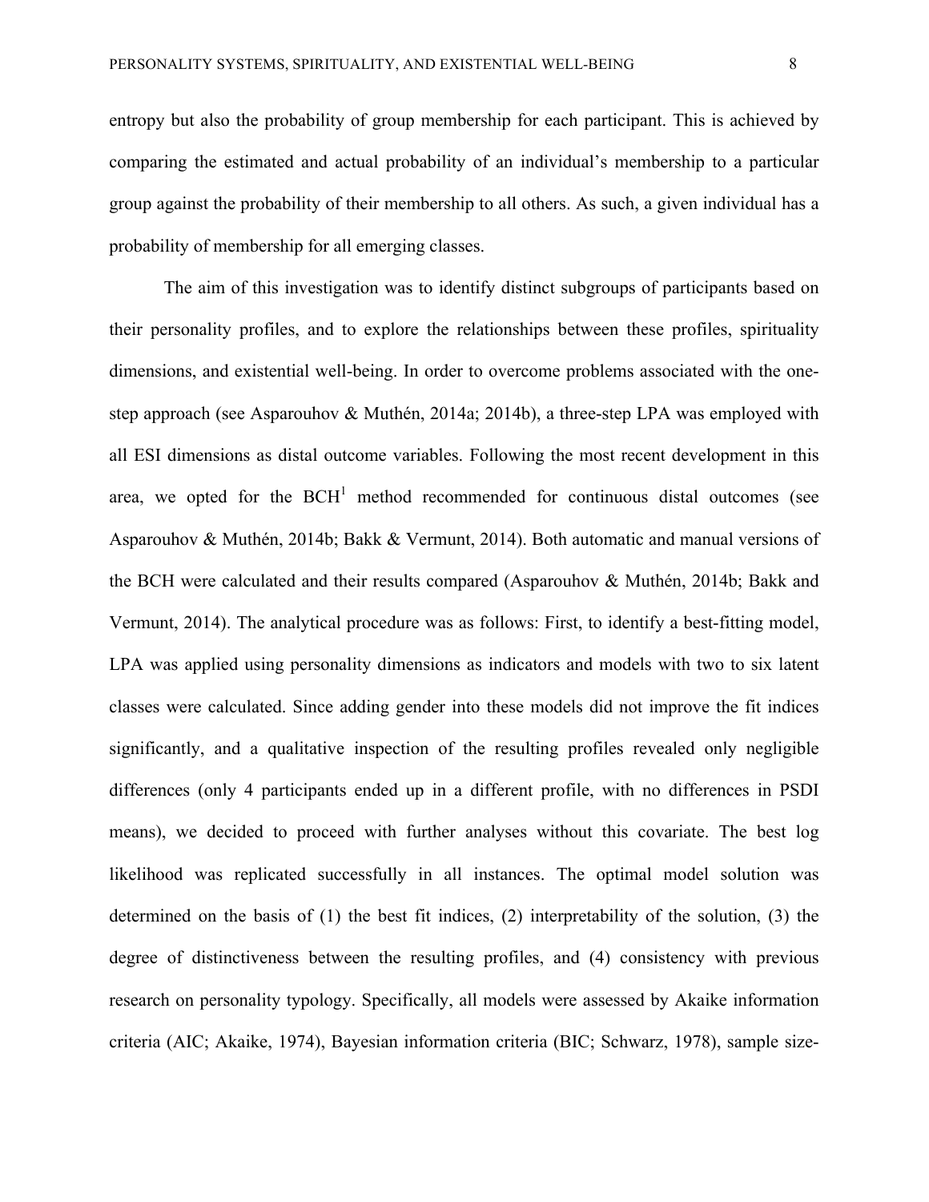entropy but also the probability of group membership for each participant. This is achieved by comparing the estimated and actual probability of an individual's membership to a particular group against the probability of their membership to all others. As such, a given individual has a probability of membership for all emerging classes.

The aim of this investigation was to identify distinct subgroups of participants based on their personality profiles, and to explore the relationships between these profiles, spirituality dimensions, and existential well-being. In order to overcome problems associated with the one-step approach (see Asparouhov & Muthén, 2014a; 2014b), a three-step LPA was employed with all ESI dimensions as distal outcome variables. Following the most recent development in this area, we opted for the BCH[1] method recommended for continuous distal outcomes (see Asparouhov & Muthén, 2014b; Bakk & Vermunt, 2014). Both automatic and manual versions of the BCH were calculated and their results compared (Asparouhov & Muthén, 2014b; Bakk and Vermunt, 2014). The analytical procedure was as follows: First, to identify a best-fitting model, LPA was applied using personality dimensions as indicators and models with two to six latent classes were calculated. Since adding gender into these models did not improve the fit indices significantly, and a qualitative inspection of the resulting profiles revealed only negligible differences (only 4 participants ended up in a different profile, with no differences in PSDI means), we decided to proceed with further analyses without this covariate. The best log likelihood was replicated successfully in all instances. The optimal model solution was determined on the basis of (1) the best fit indices, (2) interpretability of the solution, (3) the degree of distinctiveness between the resulting profiles, and (4) consistency with previous research on personality typology. Specifically, all models were assessed by Akaike information criteria (AIC; Akaike, 1974), Bayesian information criteria (BIC; Schwarz, 1978), sample size-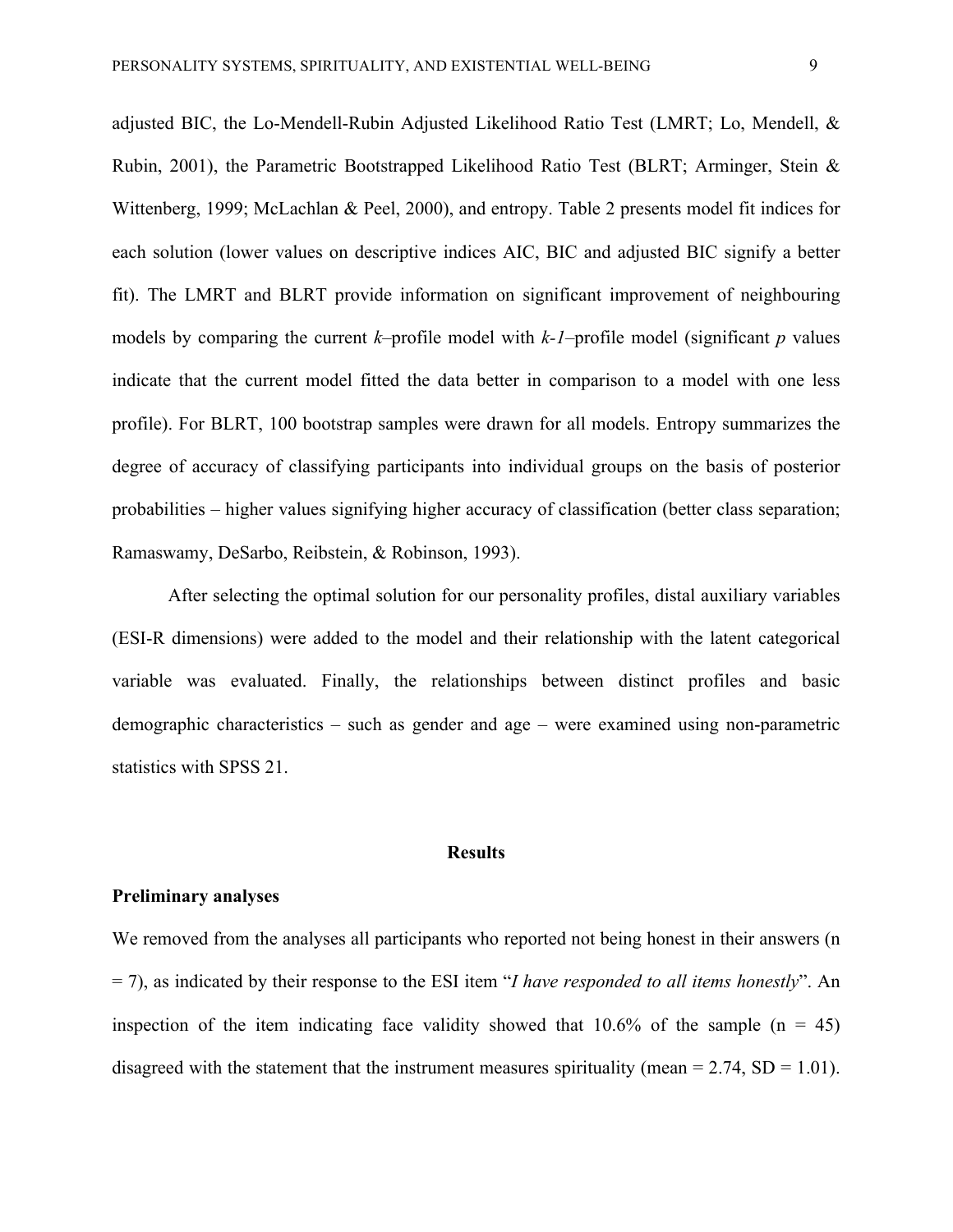adjusted BIC, the Lo-Mendell-Rubin Adjusted Likelihood Ratio Test (LMRT; Lo, Mendell, & Rubin, 2001), the Parametric Bootstrapped Likelihood Ratio Test (BLRT; Arminger, Stein & Wittenberg, 1999; McLachlan & Peel, 2000), and entropy. Table 2 presents model fit indices for each solution (lower values on descriptive indices AIC, BIC and adjusted BIC signify a better fit). The LMRT and BLRT provide information on significant improvement of neighbouring models by comparing the current *k*–profile model with *k-1*–profile model (significant *p* values indicate that the current model fitted the data better in comparison to a model with one less profile). For BLRT, 100 bootstrap samples were drawn for all models. Entropy summarizes the degree of accuracy of classifying participants into individual groups on the basis of posterior probabilities – higher values signifying higher accuracy of classification (better class separation; Ramaswamy, DeSarbo, Reibstein, & Robinson, 1993).

After selecting the optimal solution for our personality profiles, distal auxiliary variables (ESI-R dimensions) were added to the model and their relationship with the latent categorical variable was evaluated. Finally, the relationships between distinct profiles and basic demographic characteristics – such as gender and age – were examined using non-parametric statistics with SPSS 21.

## Results

### Preliminary analyses

We removed from the analyses all participants who reported not being honest in their answers (n = 7), as indicated by their response to the ESI item "*I have responded to all items honestly*". An inspection of the item indicating face validity showed that 10.6% of the sample (n = 45) disagreed with the statement that the instrument measures spirituality (mean = 2.74, SD = 1.01).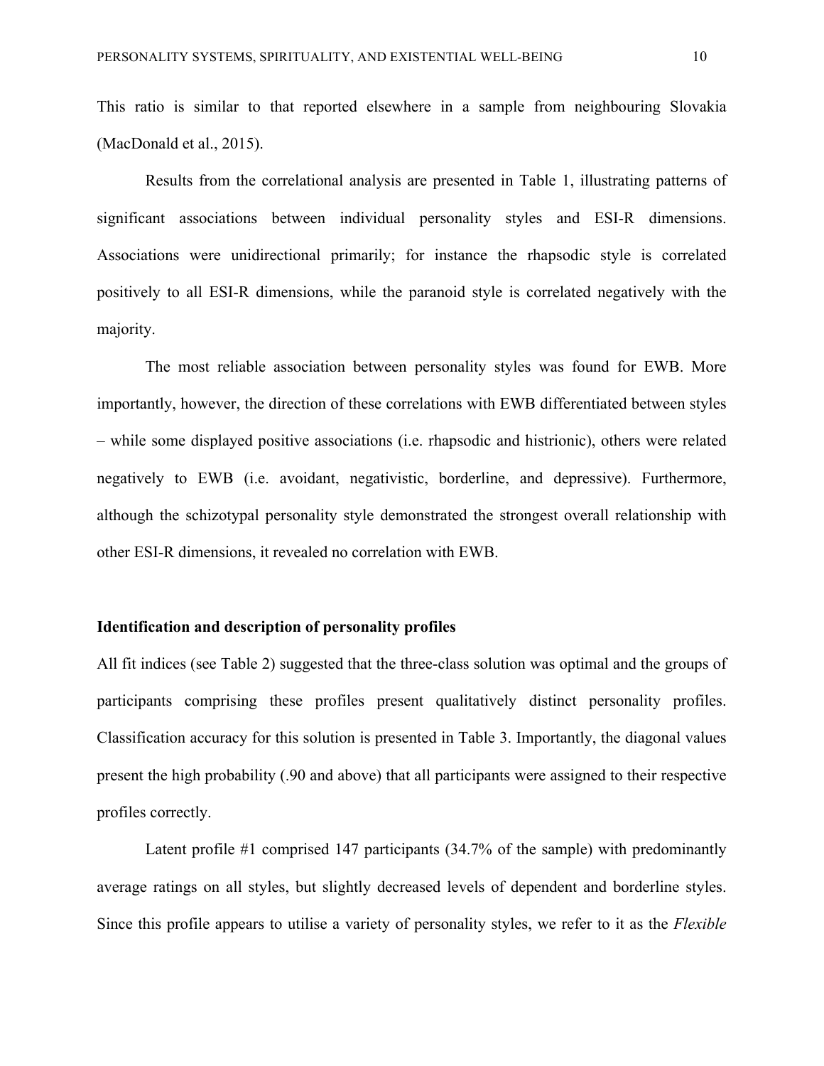This ratio is similar to that reported elsewhere in a sample from neighbouring Slovakia (MacDonald et al., 2015).

Results from the correlational analysis are presented in Table 1, illustrating patterns of significant associations between individual personality styles and ESI-R dimensions. Associations were unidirectional primarily; for instance the rhapsodic style is correlated positively to all ESI-R dimensions, while the paranoid style is correlated negatively with the majority.

The most reliable association between personality styles was found for EWB. More importantly, however, the direction of these correlations with EWB differentiated between styles – while some displayed positive associations (i.e. rhapsodic and histrionic), others were related negatively to EWB (i.e. avoidant, negativistic, borderline, and depressive). Furthermore, although the schizotypal personality style demonstrated the strongest overall relationship with other ESI-R dimensions, it revealed no correlation with EWB.

### Identification and description of personality profiles

All fit indices (see Table 2) suggested that the three-class solution was optimal and the groups of participants comprising these profiles present qualitatively distinct personality profiles. Classification accuracy for this solution is presented in Table 3. Importantly, the diagonal values present the high probability (.90 and above) that all participants were assigned to their respective profiles correctly.

Latent profile #1 comprised 147 participants (34.7% of the sample) with predominantly average ratings on all styles, but slightly decreased levels of dependent and borderline styles. Since this profile appears to utilise a variety of personality styles, we refer to it as the *Flexible*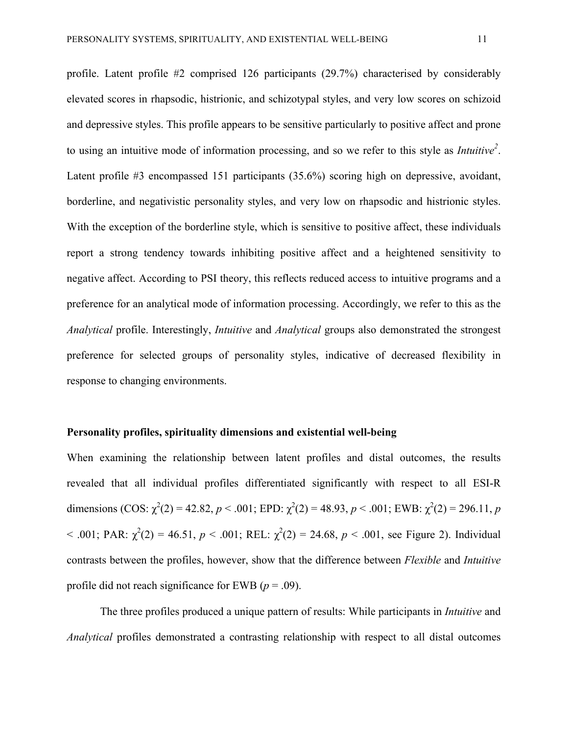profile. Latent profile #2 comprised 126 participants (29.7%) characterised by considerably elevated scores in rhapsodic, histrionic, and schizotypal styles, and very low scores on schizoid and depressive styles. This profile appears to be sensitive particularly to positive affect and prone to using an intuitive mode of information processing, and so we refer to this style as *Intuitive*[2]. Latent profile #3 encompassed 151 participants (35.6%) scoring high on depressive, avoidant, borderline, and negativistic personality styles, and very low on rhapsodic and histrionic styles. With the exception of the borderline style, which is sensitive to positive affect, these individuals report a strong tendency towards inhibiting positive affect and a heightened sensitivity to negative affect. According to PSI theory, this reflects reduced access to intuitive programs and a preference for an analytical mode of information processing. Accordingly, we refer to this as the *Analytical* profile. Interestingly, *Intuitive* and *Analytical* groups also demonstrated the strongest preference for selected groups of personality styles, indicative of decreased flexibility in response to changing environments.

**Personality profiles, spirituality dimensions and existential well-being**

When examining the relationship between latent profiles and distal outcomes, the results revealed that all individual profiles differentiated significantly with respect to all ESI-R dimensions (COS: $\chi^2(2) = 42.82$, $p < .001$; EPD: $\chi^2(2) = 48.93$, $p < .001$; EWB: $\chi^2(2) = 296.11$, $p < .001$; PAR: $\chi^2(2) = 46.51$, $p < .001$; REL: $\chi^2(2) = 24.68$, $p < .001$, see Figure 2). Individual contrasts between the profiles, however, show that the difference between *Flexible* and *Intuitive* profile did not reach significance for EWB ($p = .09$).

The three profiles produced a unique pattern of results: While participants in *Intuitive* and *Analytical* profiles demonstrated a contrasting relationship with respect to all distal outcomes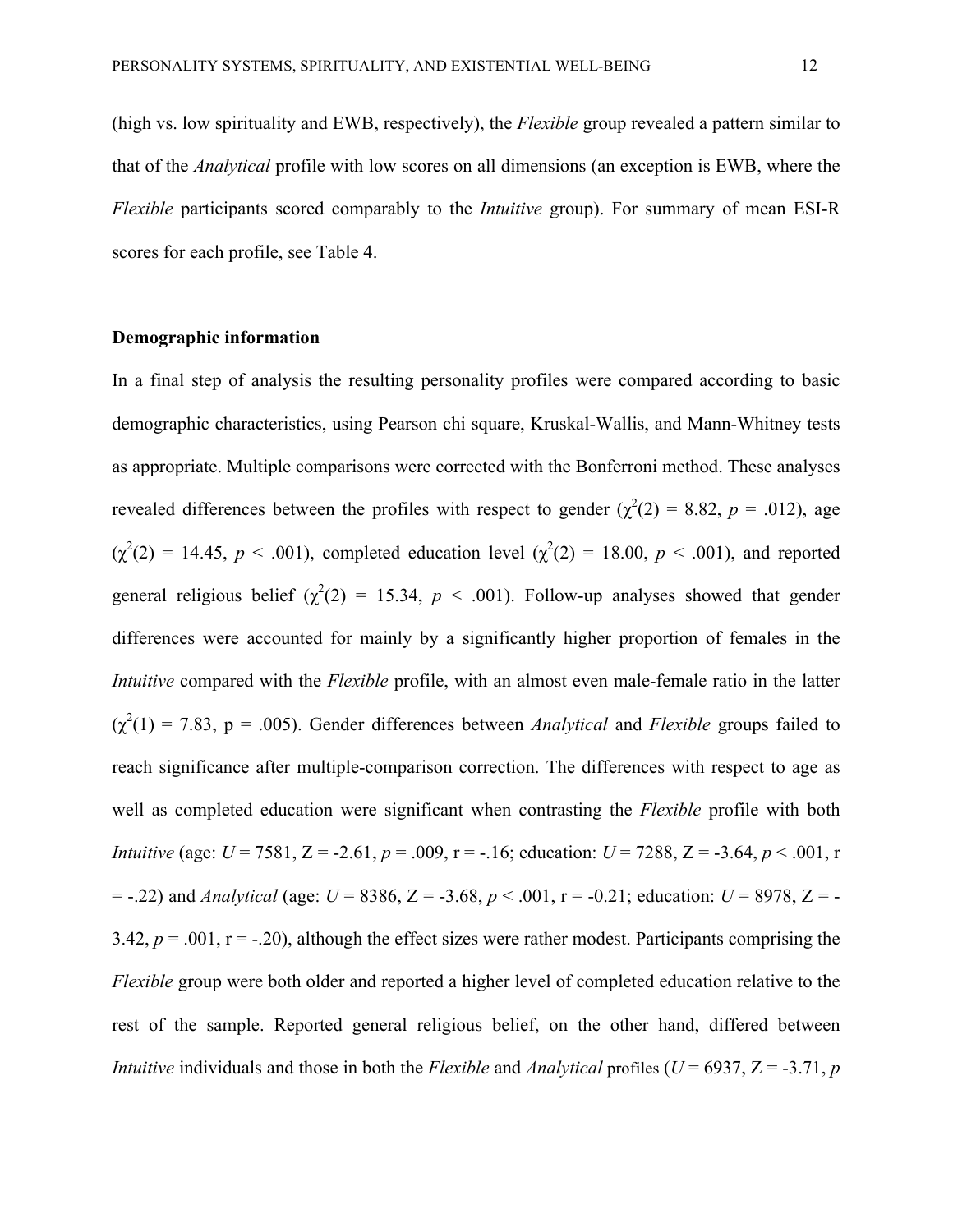(high vs. low spirituality and EWB, respectively), the *Flexible* group revealed a pattern similar to that of the *Analytical* profile with low scores on all dimensions (an exception is EWB, where the *Flexible* participants scored comparably to the *Intuitive* group). For summary of mean ESI-R scores for each profile, see Table 4.

**Demographic information**

In a final step of analysis the resulting personality profiles were compared according to basic demographic characteristics, using Pearson chi square, Kruskal-Wallis, and Mann-Whitney tests as appropriate. Multiple comparisons were corrected with the Bonferroni method. These analyses revealed differences between the profiles with respect to gender ($\chi^2(2) = 8.82$, $p = .012$), age ($\chi^2(2) = 14.45$, $p < .001$), completed education level ($\chi^2(2) = 18.00$, $p < .001$), and reported general religious belief ($\chi^2(2) = 15.34$, $p < .001$). Follow-up analyses showed that gender differences were accounted for mainly by a significantly higher proportion of females in the *Intuitive* compared with the *Flexible* profile, with an almost even male-female ratio in the latter ($\chi^2(1) = 7.83$, $p = .005$). Gender differences between *Analytical* and *Flexible* groups failed to reach significance after multiple-comparison correction. The differences with respect to age as well as completed education were significant when contrasting the *Flexible* profile with both *Intuitive* (age: $U = 7581$, $Z = -2.61$, $p = .009$, $r = -.16$; education: $U = 7288$, $Z = -3.64$, $p < .001$, $r = -.22$) and *Analytical* (age: $U = 8386$, $Z = -3.68$, $p < .001$, $r = -0.21$; education: $U = 8978$, $Z = -3.42$, $p = .001$, $r = -.20$), although the effect sizes were rather modest. Participants comprising the *Flexible* group were both older and reported a higher level of completed education relative to the rest of the sample. Reported general religious belief, on the other hand, differed between *Intuitive* individuals and those in both the *Flexible* and *Analytical* profiles ($U = 6937$, $Z = -3.71$, $p$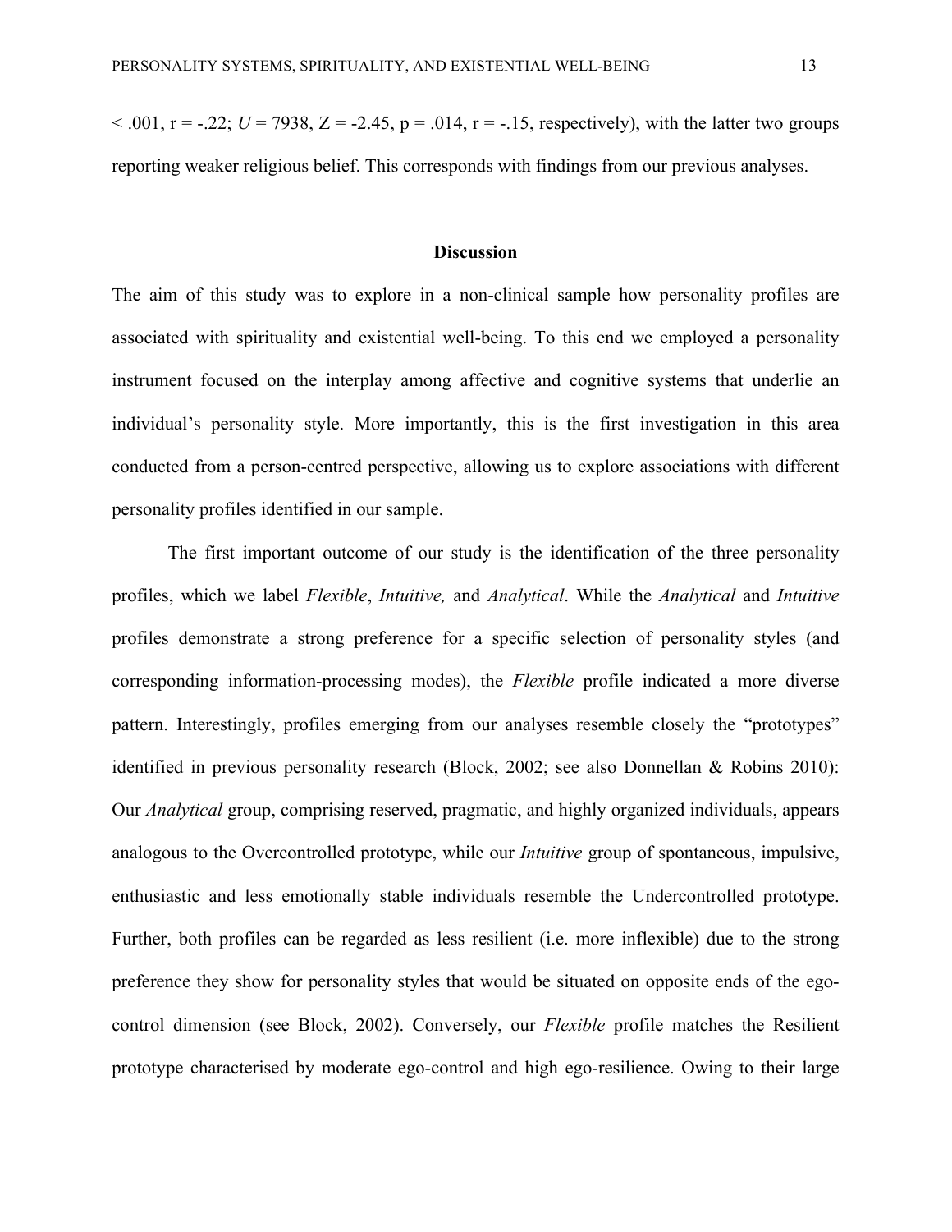$< .001$, $r = -.22$; $U = 7938$, $Z = -2.45$, $p = .014$, $r = -.15$, respectively), with the latter two groups reporting weaker religious belief. This corresponds with findings from our previous analyses.

## Discussion

The aim of this study was to explore in a non-clinical sample how personality profiles are associated with spirituality and existential well-being. To this end we employed a personality instrument focused on the interplay among affective and cognitive systems that underlie an individual's personality style. More importantly, this is the first investigation in this area conducted from a person-centred perspective, allowing us to explore associations with different personality profiles identified in our sample.

The first important outcome of our study is the identification of the three personality profiles, which we label *Flexible*, *Intuitive,* and *Analytical*. While the *Analytical* and *Intuitive* profiles demonstrate a strong preference for a specific selection of personality styles (and corresponding information-processing modes), the *Flexible* profile indicated a more diverse pattern. Interestingly, profiles emerging from our analyses resemble closely the "prototypes" identified in previous personality research (Block, 2002; see also Donnellan & Robins 2010): Our *Analytical* group, comprising reserved, pragmatic, and highly organized individuals, appears analogous to the Overcontrolled prototype, while our *Intuitive* group of spontaneous, impulsive, enthusiastic and less emotionally stable individuals resemble the Undercontrolled prototype. Further, both profiles can be regarded as less resilient (i.e. more inflexible) due to the strong preference they show for personality styles that would be situated on opposite ends of the ego-control dimension (see Block, 2002). Conversely, our *Flexible* profile matches the Resilient prototype characterised by moderate ego-control and high ego-resilience. Owing to their large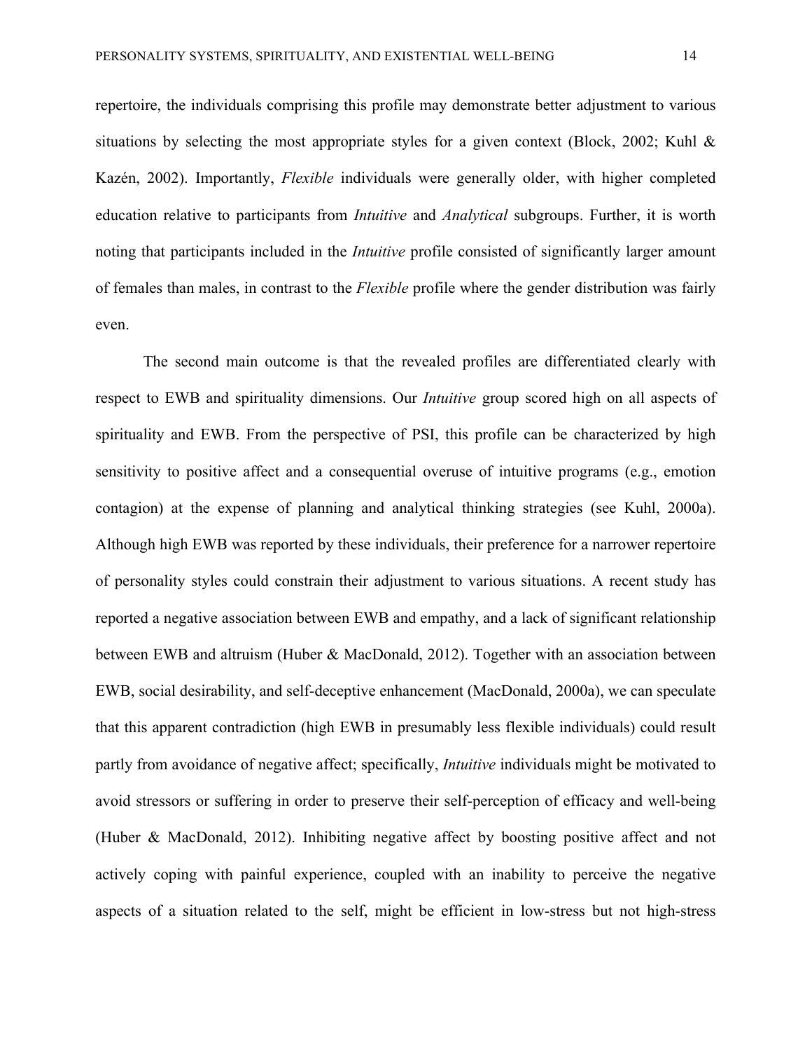repertoire, the individuals comprising this profile may demonstrate better adjustment to various situations by selecting the most appropriate styles for a given context (Block, 2002; Kuhl & Kazén, 2002). Importantly, *Flexible* individuals were generally older, with higher completed education relative to participants from *Intuitive* and *Analytical* subgroups. Further, it is worth noting that participants included in the *Intuitive* profile consisted of significantly larger amount of females than males, in contrast to the *Flexible* profile where the gender distribution was fairly even.

The second main outcome is that the revealed profiles are differentiated clearly with respect to EWB and spirituality dimensions. Our *Intuitive* group scored high on all aspects of spirituality and EWB. From the perspective of PSI, this profile can be characterized by high sensitivity to positive affect and a consequential overuse of intuitive programs (e.g., emotion contagion) at the expense of planning and analytical thinking strategies (see Kuhl, 2000a). Although high EWB was reported by these individuals, their preference for a narrower repertoire of personality styles could constrain their adjustment to various situations. A recent study has reported a negative association between EWB and empathy, and a lack of significant relationship between EWB and altruism (Huber & MacDonald, 2012). Together with an association between EWB, social desirability, and self-deceptive enhancement (MacDonald, 2000a), we can speculate that this apparent contradiction (high EWB in presumably less flexible individuals) could result partly from avoidance of negative affect; specifically, *Intuitive* individuals might be motivated to avoid stressors or suffering in order to preserve their self-perception of efficacy and well-being (Huber & MacDonald, 2012). Inhibiting negative affect by boosting positive affect and not actively coping with painful experience, coupled with an inability to perceive the negative aspects of a situation related to the self, might be efficient in low-stress but not high-stress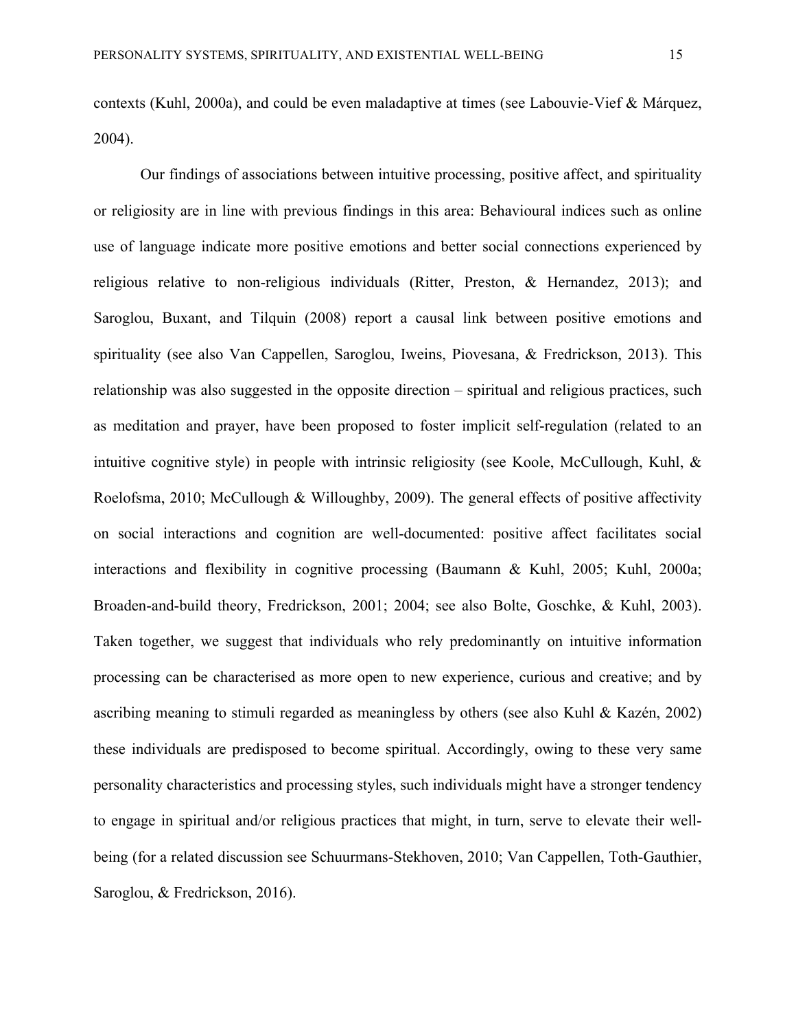contexts (Kuhl, 2000a), and could be even maladaptive at times (see Labouvie-Vief & Márquez, 2004).

Our findings of associations between intuitive processing, positive affect, and spirituality or religiosity are in line with previous findings in this area: Behavioural indices such as online use of language indicate more positive emotions and better social connections experienced by religious relative to non-religious individuals (Ritter, Preston, & Hernandez, 2013); and Saroglou, Buxant, and Tilquin (2008) report a causal link between positive emotions and spirituality (see also Van Cappellen, Saroglou, Iweins, Piovesana, & Fredrickson, 2013). This relationship was also suggested in the opposite direction – spiritual and religious practices, such as meditation and prayer, have been proposed to foster implicit self-regulation (related to an intuitive cognitive style) in people with intrinsic religiosity (see Koole, McCullough, Kuhl, & Roelofsma, 2010; McCullough & Willoughby, 2009). The general effects of positive affectivity on social interactions and cognition are well-documented: positive affect facilitates social interactions and flexibility in cognitive processing (Baumann & Kuhl, 2005; Kuhl, 2000a; Broaden-and-build theory, Fredrickson, 2001; 2004; see also Bolte, Goschke, & Kuhl, 2003). Taken together, we suggest that individuals who rely predominantly on intuitive information processing can be characterised as more open to new experience, curious and creative; and by ascribing meaning to stimuli regarded as meaningless by others (see also Kuhl & Kazén, 2002) these individuals are predisposed to become spiritual. Accordingly, owing to these very same personality characteristics and processing styles, such individuals might have a stronger tendency to engage in spiritual and/or religious practices that might, in turn, serve to elevate their well-being (for a related discussion see Schuurmans-Stekhoven, 2010; Van Cappellen, Toth-Gauthier, Saroglou, & Fredrickson, 2016).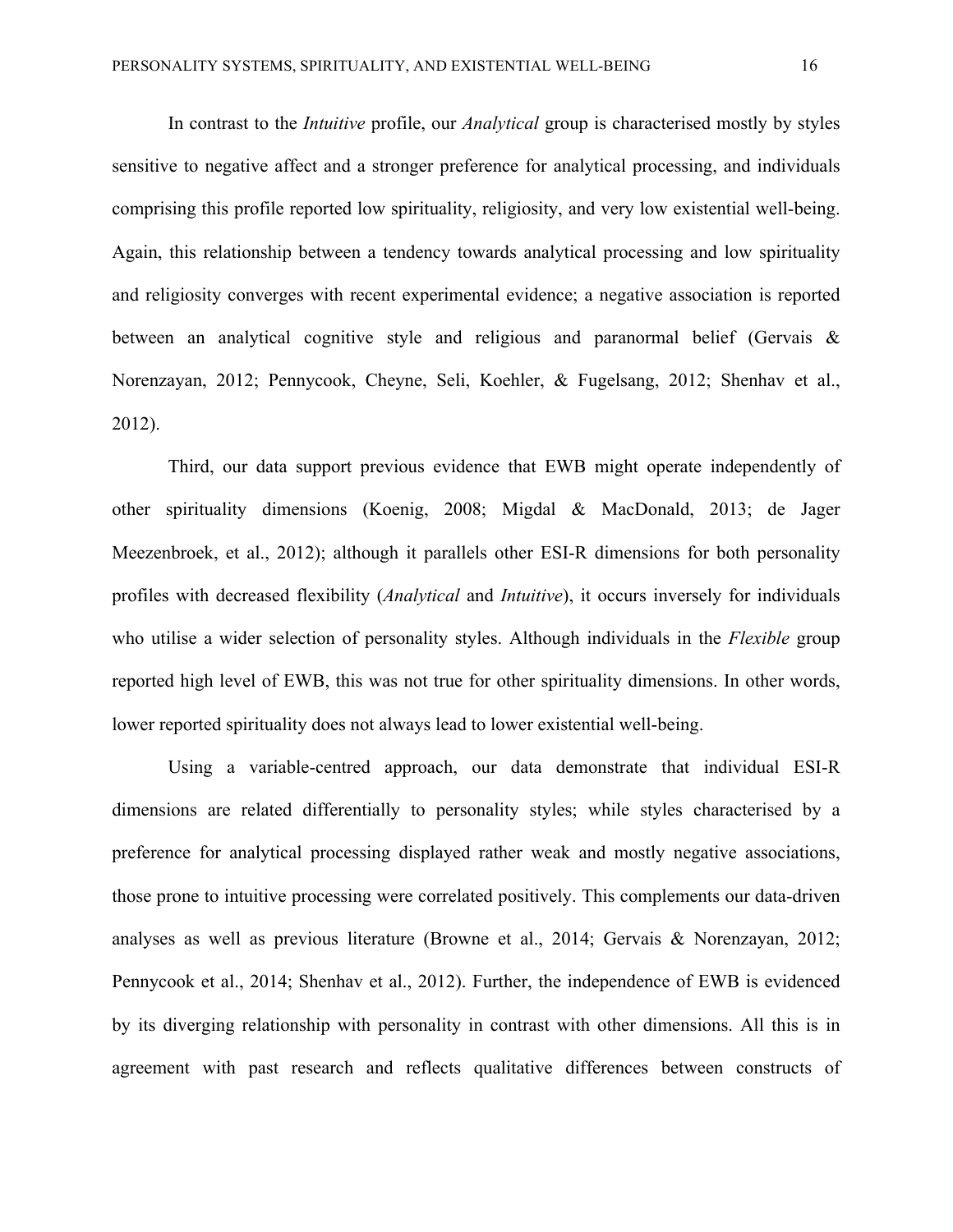In contrast to the *Intuitive* profile, our *Analytical* group is characterised mostly by styles sensitive to negative affect and a stronger preference for analytical processing, and individuals comprising this profile reported low spirituality, religiosity, and very low existential well-being. Again, this relationship between a tendency towards analytical processing and low spirituality and religiosity converges with recent experimental evidence; a negative association is reported between an analytical cognitive style and religious and paranormal belief (Gervais & Norenzayan, 2012; Pennycook, Cheyne, Seli, Koehler, & Fugelsang, 2012; Shenhav et al., 2012).

Third, our data support previous evidence that EWB might operate independently of other spirituality dimensions (Koenig, 2008; Migdal & MacDonald, 2013; de Jager Meezenbroek, et al., 2012); although it parallels other ESI-R dimensions for both personality profiles with decreased flexibility (*Analytical* and *Intuitive*), it occurs inversely for individuals who utilise a wider selection of personality styles. Although individuals in the *Flexible* group reported high level of EWB, this was not true for other spirituality dimensions. In other words, lower reported spirituality does not always lead to lower existential well-being.

Using a variable-centred approach, our data demonstrate that individual ESI-R dimensions are related differentially to personality styles; while styles characterised by a preference for analytical processing displayed rather weak and mostly negative associations, those prone to intuitive processing were correlated positively. This complements our data-driven analyses as well as previous literature (Browne et al., 2014; Gervais & Norenzayan, 2012; Pennycook et al., 2014; Shenhav et al., 2012). Further, the independence of EWB is evidenced by its diverging relationship with personality in contrast with other dimensions. All this is in agreement with past research and reflects qualitative differences between constructs of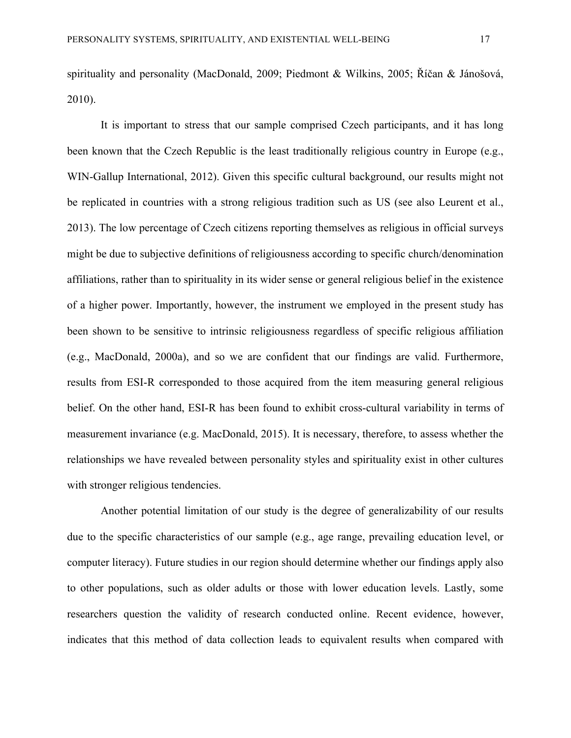spirituality and personality (MacDonald, 2009; Piedmont & Wilkins, 2005; Říčan & Jánošová, 2010).

It is important to stress that our sample comprised Czech participants, and it has long been known that the Czech Republic is the least traditionally religious country in Europe (e.g., WIN-Gallup International, 2012). Given this specific cultural background, our results might not be replicated in countries with a strong religious tradition such as US (see also Leurent et al., 2013). The low percentage of Czech citizens reporting themselves as religious in official surveys might be due to subjective definitions of religiousness according to specific church/denomination affiliations, rather than to spirituality in its wider sense or general religious belief in the existence of a higher power. Importantly, however, the instrument we employed in the present study has been shown to be sensitive to intrinsic religiousness regardless of specific religious affiliation (e.g., MacDonald, 2000a), and so we are confident that our findings are valid. Furthermore, results from ESI-R corresponded to those acquired from the item measuring general religious belief. On the other hand, ESI-R has been found to exhibit cross-cultural variability in terms of measurement invariance (e.g. MacDonald, 2015). It is necessary, therefore, to assess whether the relationships we have revealed between personality styles and spirituality exist in other cultures with stronger religious tendencies.

Another potential limitation of our study is the degree of generalizability of our results due to the specific characteristics of our sample (e.g., age range, prevailing education level, or computer literacy). Future studies in our region should determine whether our findings apply also to other populations, such as older adults or those with lower education levels. Lastly, some researchers question the validity of research conducted online. Recent evidence, however, indicates that this method of data collection leads to equivalent results when compared with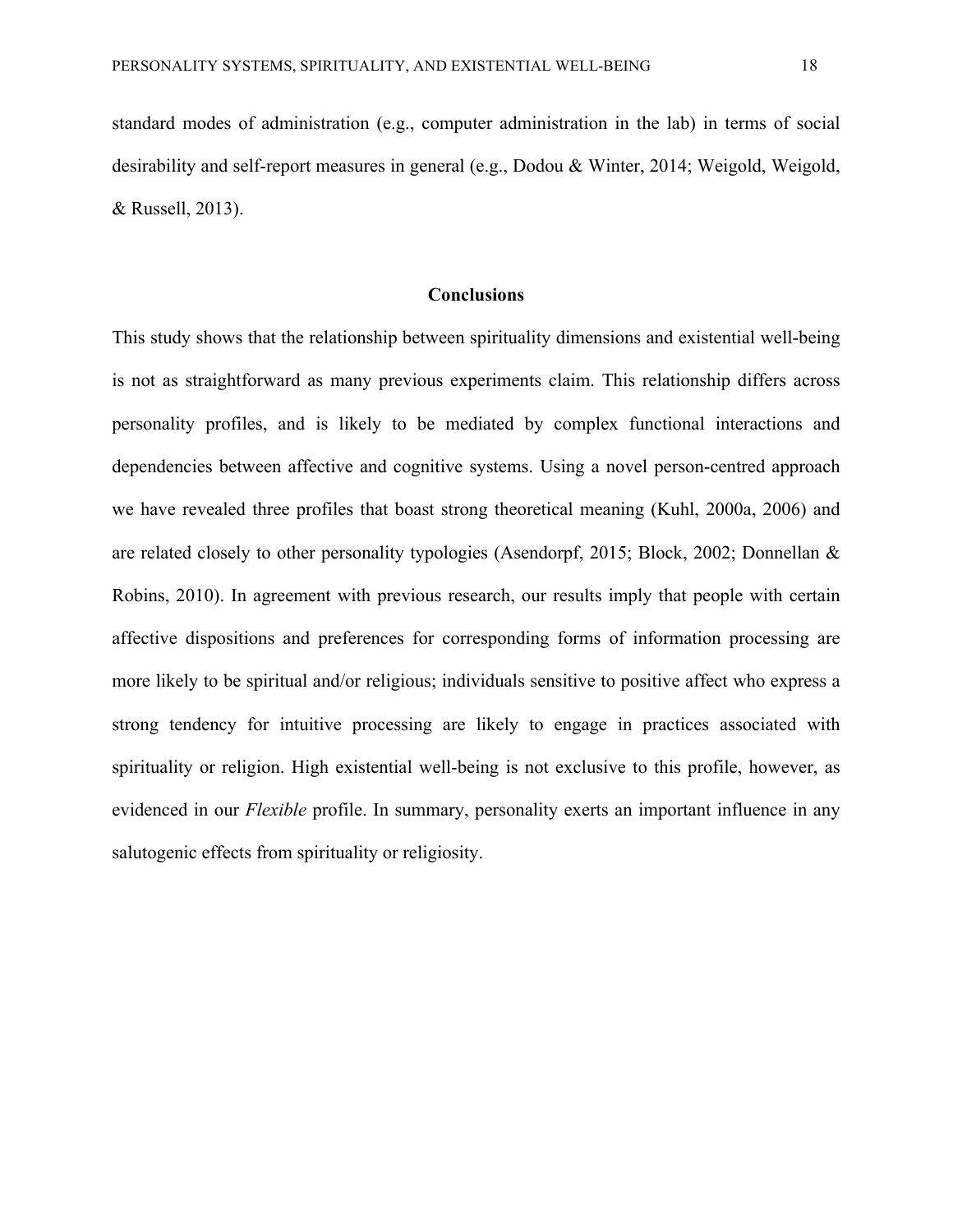standard modes of administration (e.g., computer administration in the lab) in terms of social desirability and self-report measures in general (e.g., Dodou & Winter, 2014; Weigold, Weigold, & Russell, 2013).

## Conclusions

This study shows that the relationship between spirituality dimensions and existential well-being is not as straightforward as many previous experiments claim. This relationship differs across personality profiles, and is likely to be mediated by complex functional interactions and dependencies between affective and cognitive systems. Using a novel person-centred approach we have revealed three profiles that boast strong theoretical meaning (Kuhl, 2000a, 2006) and are related closely to other personality typologies (Asendorpf, 2015; Block, 2002; Donnellan & Robins, 2010). In agreement with previous research, our results imply that people with certain affective dispositions and preferences for corresponding forms of information processing are more likely to be spiritual and/or religious; individuals sensitive to positive affect who express a strong tendency for intuitive processing are likely to engage in practices associated with spirituality or religion. High existential well-being is not exclusive to this profile, however, as evidenced in our *Flexible* profile. In summary, personality exerts an important influence in any salutogenic effects from spirituality or religiosity.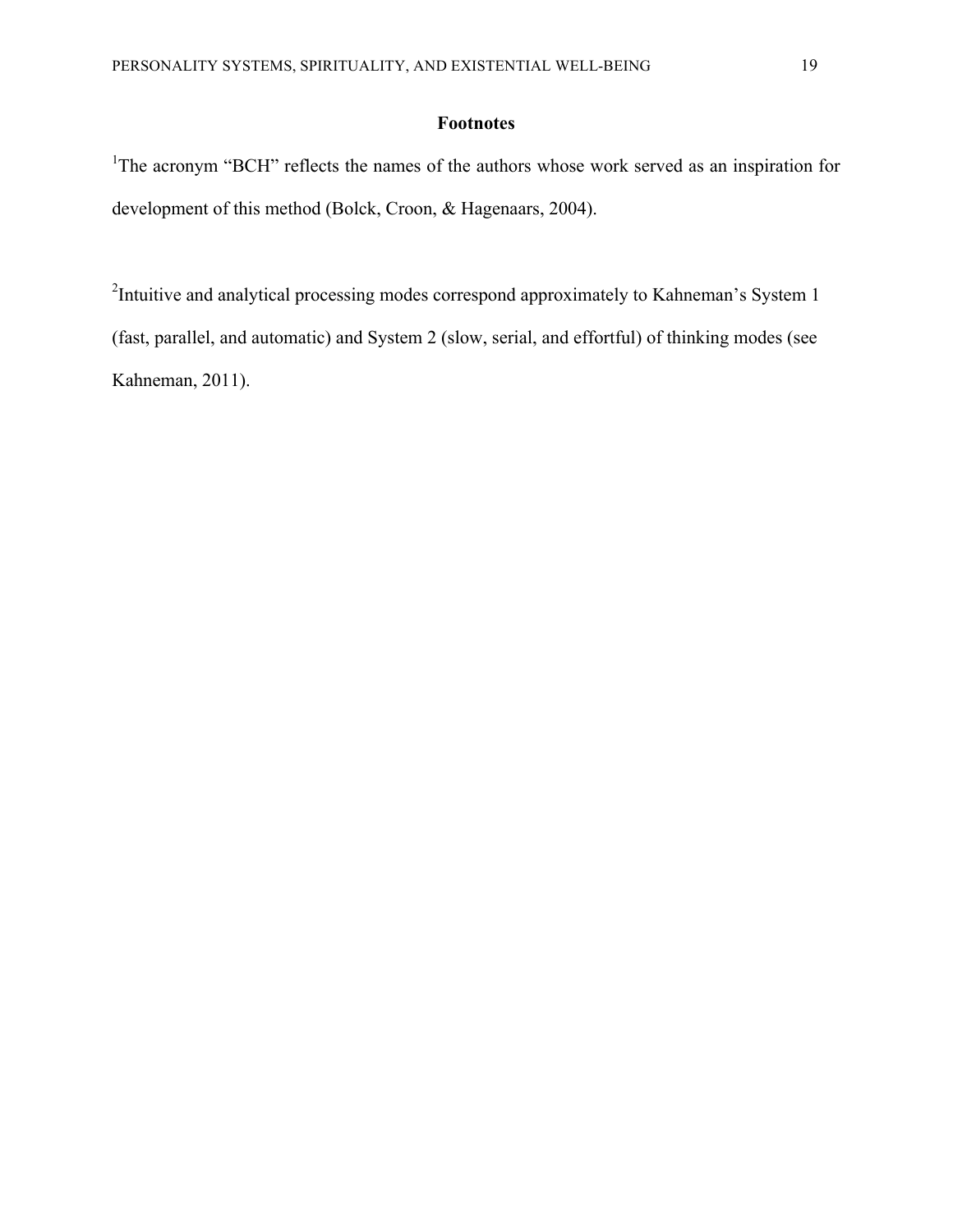## Footnotes

[1]The acronym "BCH" reflects the names of the authors whose work served as an inspiration for development of this method (Bolck, Croon, & Hagenaars, 2004).

[2]Intuitive and analytical processing modes correspond approximately to Kahneman's System 1 (fast, parallel, and automatic) and System 2 (slow, serial, and effortful) of thinking modes (see Kahneman, 2011).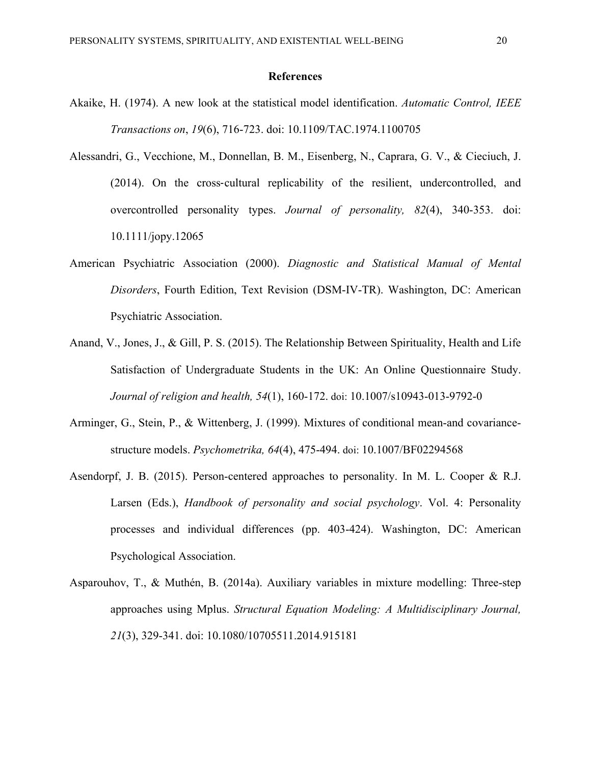## References

Akaike, H. (1974). A new look at the statistical model identification. *Automatic Control, IEEE Transactions on*, *19*(6), 716-723. doi: 10.1109/TAC.1974.1100705

Alessandri, G., Vecchione, M., Donnellan, B. M., Eisenberg, N., Caprara, G. V., & Cieciuch, J. (2014). On the cross-cultural replicability of the resilient, undercontrolled, and overcontrolled personality types. *Journal of personality, 82*(4), 340-353. doi: 10.1111/jopy.12065

American Psychiatric Association (2000). *Diagnostic and Statistical Manual of Mental Disorders*, Fourth Edition, Text Revision (DSM-IV-TR). Washington, DC: American Psychiatric Association.

Anand, V., Jones, J., & Gill, P. S. (2015). The Relationship Between Spirituality, Health and Life Satisfaction of Undergraduate Students in the UK: An Online Questionnaire Study. *Journal of religion and health, 54*(1), 160-172. doi: 10.1007/s10943-013-9792-0

Arminger, G., Stein, P., & Wittenberg, J. (1999). Mixtures of conditional mean-and covariance-structure models. *Psychometrika, 64*(4), 475-494. doi: 10.1007/BF02294568

Asendorpf, J. B. (2015). Person-centered approaches to personality. In M. L. Cooper & R.J. Larsen (Eds.), *Handbook of personality and social psychology*. Vol. 4: Personality processes and individual differences (pp. 403-424). Washington, DC: American Psychological Association.

Asparouhov, T., & Muthén, B. (2014a). Auxiliary variables in mixture modelling: Three-step approaches using Mplus. *Structural Equation Modeling: A Multidisciplinary Journal, 21*(3), 329-341. doi: 10.1080/10705511.2014.915181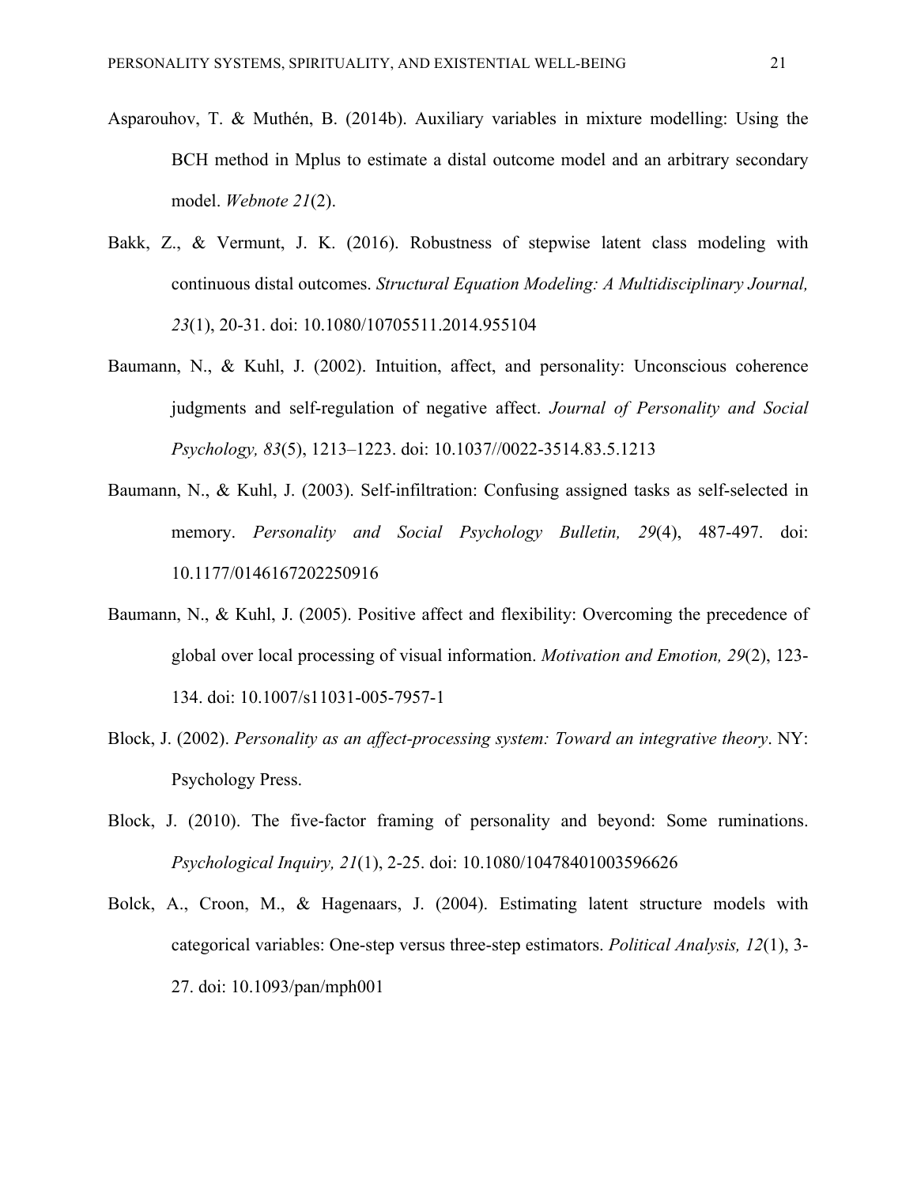Asparouhov, T. & Muthén, B. (2014b). Auxiliary variables in mixture modelling: Using the BCH method in Mplus to estimate a distal outcome model and an arbitrary secondary model. *Webnote 21*(2).

Bakk, Z., & Vermunt, J. K. (2016). Robustness of stepwise latent class modeling with continuous distal outcomes. *Structural Equation Modeling: A Multidisciplinary Journal, 23*(1), 20-31. doi: 10.1080/10705511.2014.955104

Baumann, N., & Kuhl, J. (2002). Intuition, affect, and personality: Unconscious coherence judgments and self-regulation of negative affect. *Journal of Personality and Social Psychology, 83*(5), 1213–1223. doi: 10.1037//0022-3514.83.5.1213

Baumann, N., & Kuhl, J. (2003). Self-infiltration: Confusing assigned tasks as self-selected in memory. *Personality and Social Psychology Bulletin, 29*(4), 487-497. doi: 10.1177/0146167202250916

Baumann, N., & Kuhl, J. (2005). Positive affect and flexibility: Overcoming the precedence of global over local processing of visual information. *Motivation and Emotion, 29*(2), 123-134. doi: 10.1007/s11031-005-7957-1

Block, J. (2002). *Personality as an affect-processing system: Toward an integrative theory*. NY: Psychology Press.

Block, J. (2010). The five-factor framing of personality and beyond: Some ruminations. *Psychological Inquiry, 21*(1), 2-25. doi: 10.1080/10478401003596626

Bolck, A., Croon, M., & Hagenaars, J. (2004). Estimating latent structure models with categorical variables: One-step versus three-step estimators. *Political Analysis, 12*(1), 3-27. doi: 10.1093/pan/mph001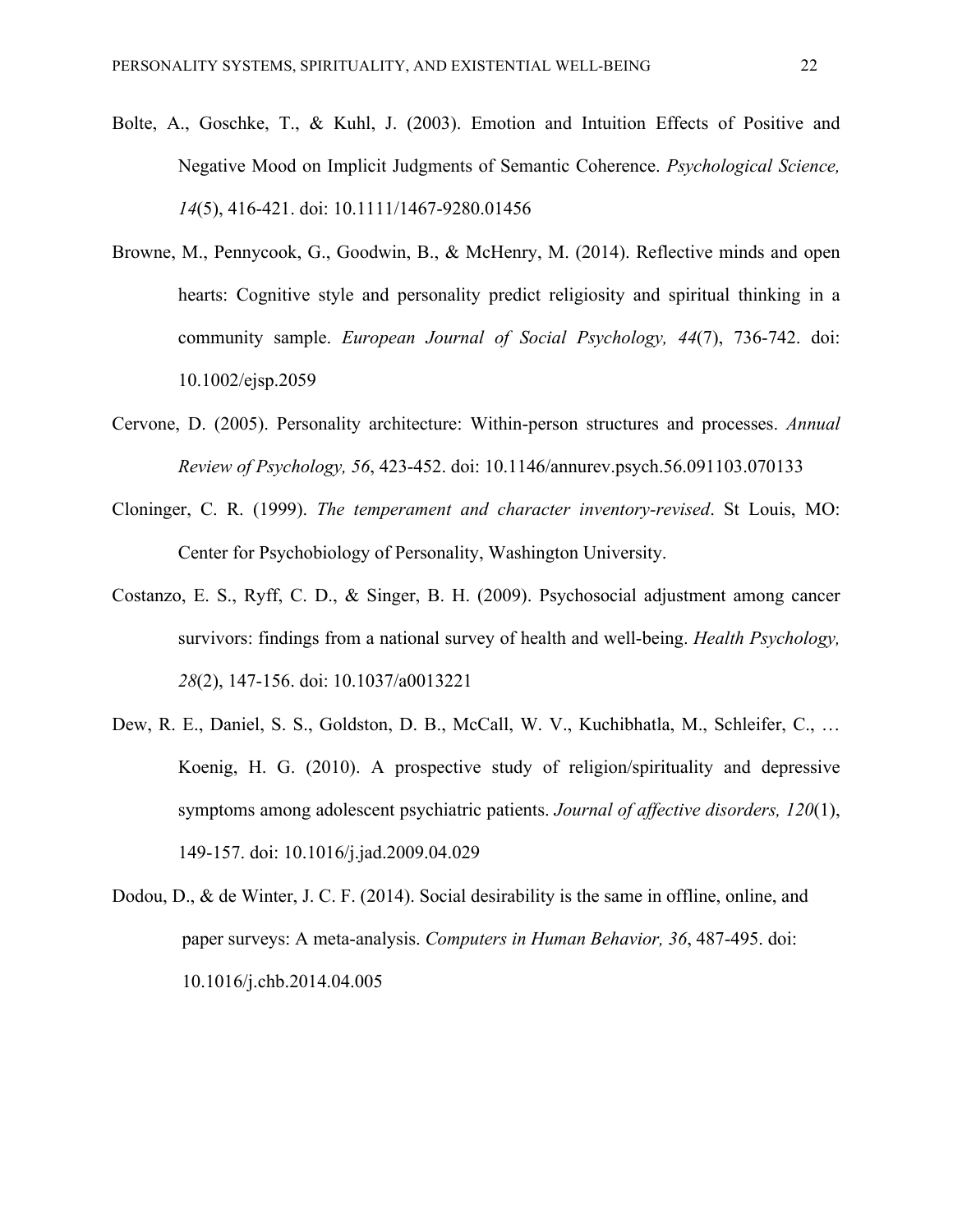Bolte, A., Goschke, T., & Kuhl, J. (2003). Emotion and Intuition Effects of Positive and Negative Mood on Implicit Judgments of Semantic Coherence. *Psychological Science, 14*(5), 416-421. doi: 10.1111/1467-9280.01456

Browne, M., Pennycook, G., Goodwin, B., & McHenry, M. (2014). Reflective minds and open hearts: Cognitive style and personality predict religiosity and spiritual thinking in a community sample. *European Journal of Social Psychology, 44*(7), 736-742. doi: 10.1002/ejsp.2059

Cervone, D. (2005). Personality architecture: Within-person structures and processes. *Annual Review of Psychology, 56*, 423-452. doi: 10.1146/annurev.psych.56.091103.070133

Cloninger, C. R. (1999). *The temperament and character inventory-revised*. St Louis, MO: Center for Psychobiology of Personality, Washington University.

Costanzo, E. S., Ryff, C. D., & Singer, B. H. (2009). Psychosocial adjustment among cancer survivors: findings from a national survey of health and well-being. *Health Psychology, 28*(2), 147-156. doi: 10.1037/a0013221

Dew, R. E., Daniel, S. S., Goldston, D. B., McCall, W. V., Kuchibhatla, M., Schleifer, C., … Koenig, H. G. (2010). A prospective study of religion/spirituality and depressive symptoms among adolescent psychiatric patients. *Journal of affective disorders, 120*(1), 149-157. doi: 10.1016/j.jad.2009.04.029

Dodou, D., & de Winter, J. C. F. (2014). Social desirability is the same in offline, online, and paper surveys: A meta-analysis. *Computers in Human Behavior, 36*, 487-495. doi: 10.1016/j.chb.2014.04.005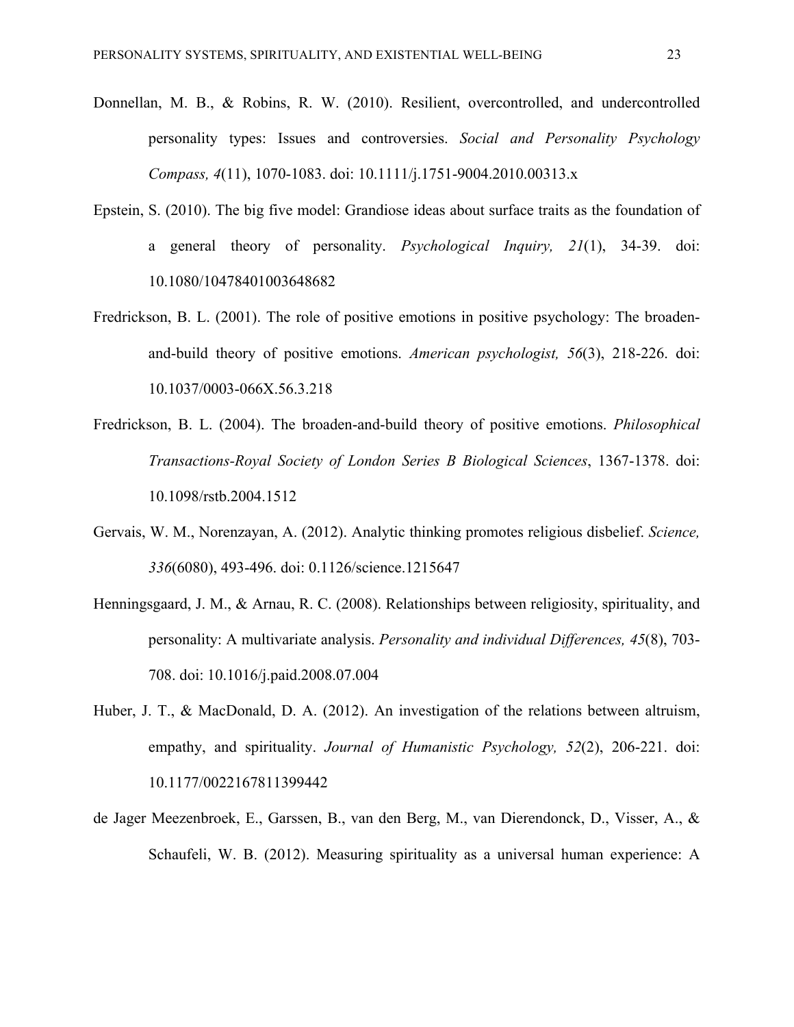Donnellan, M. B., & Robins, R. W. (2010). Resilient, overcontrolled, and undercontrolled personality types: Issues and controversies. *Social and Personality Psychology Compass, 4*(11), 1070-1083. doi: 10.1111/j.1751-9004.2010.00313.x

Epstein, S. (2010). The big five model: Grandiose ideas about surface traits as the foundation of a general theory of personality. *Psychological Inquiry, 21*(1), 34-39. doi: 10.1080/10478401003648682

Fredrickson, B. L. (2001). The role of positive emotions in positive psychology: The broaden-and-build theory of positive emotions. *American psychologist, 56*(3), 218-226. doi: 10.1037/0003-066X.56.3.218

Fredrickson, B. L. (2004). The broaden-and-build theory of positive emotions. *Philosophical Transactions-Royal Society of London Series B Biological Sciences*, 1367-1378. doi: 10.1098/rstb.2004.1512

Gervais, W. M., Norenzayan, A. (2012). Analytic thinking promotes religious disbelief. *Science, 336*(6080), 493-496. doi: 0.1126/science.1215647

Henningsgaard, J. M., & Arnau, R. C. (2008). Relationships between religiosity, spirituality, and personality: A multivariate analysis. *Personality and individual Differences, 45*(8), 703-708. doi: 10.1016/j.paid.2008.07.004

Huber, J. T., & MacDonald, D. A. (2012). An investigation of the relations between altruism, empathy, and spirituality. *Journal of Humanistic Psychology, 52*(2), 206-221. doi: 10.1177/0022167811399442

de Jager Meezenbroek, E., Garssen, B., van den Berg, M., van Dierendonck, D., Visser, A., & Schaufeli, W. B. (2012). Measuring spirituality as a universal human experience: A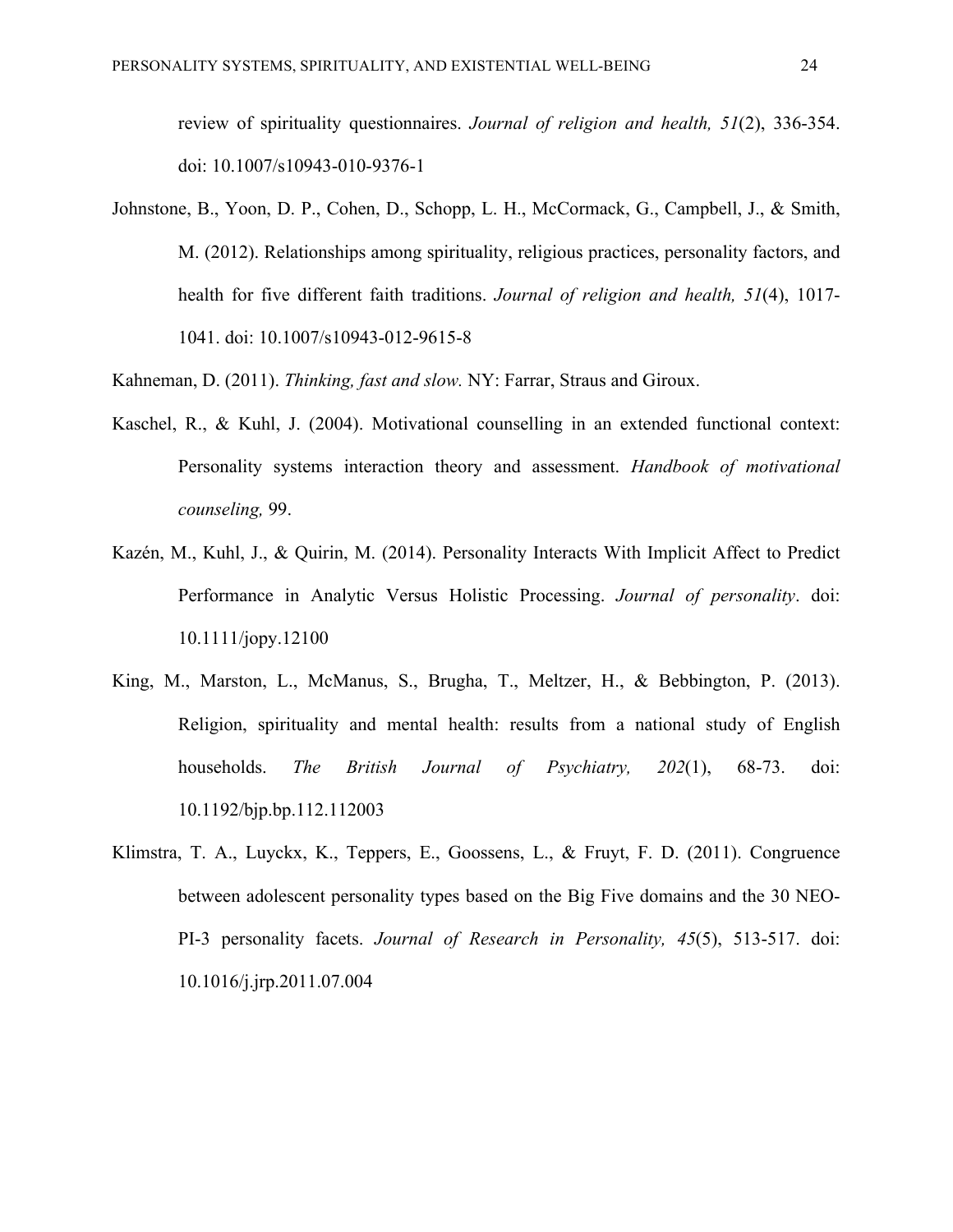review of spirituality questionnaires. *Journal of religion and health, 51*(2), 336-354. doi: 10.1007/s10943-010-9376-1

Johnstone, B., Yoon, D. P., Cohen, D., Schopp, L. H., McCormack, G., Campbell, J., & Smith, M. (2012). Relationships among spirituality, religious practices, personality factors, and health for five different faith traditions. *Journal of religion and health, 51*(4), 1017-1041. doi: 10.1007/s10943-012-9615-8

Kahneman, D. (2011). *Thinking, fast and slow.* NY: Farrar, Straus and Giroux.

Kaschel, R., & Kuhl, J. (2004). Motivational counselling in an extended functional context: Personality systems interaction theory and assessment. *Handbook of motivational counseling,* 99.

Kazén, M., Kuhl, J., & Quirin, M. (2014). Personality Interacts With Implicit Affect to Predict Performance in Analytic Versus Holistic Processing. *Journal of personality*. doi: 10.1111/jopy.12100

King, M., Marston, L., McManus, S., Brugha, T., Meltzer, H., & Bebbington, P. (2013). Religion, spirituality and mental health: results from a national study of English households. *The British Journal of Psychiatry, 202*(1), 68-73. doi: 10.1192/bjp.bp.112.112003

Klimstra, T. A., Luyckx, K., Teppers, E., Goossens, L., & Fruyt, F. D. (2011). Congruence between adolescent personality types based on the Big Five domains and the 30 NEO-PI-3 personality facets. *Journal of Research in Personality, 45*(5), 513-517. doi: 10.1016/j.jrp.2011.07.004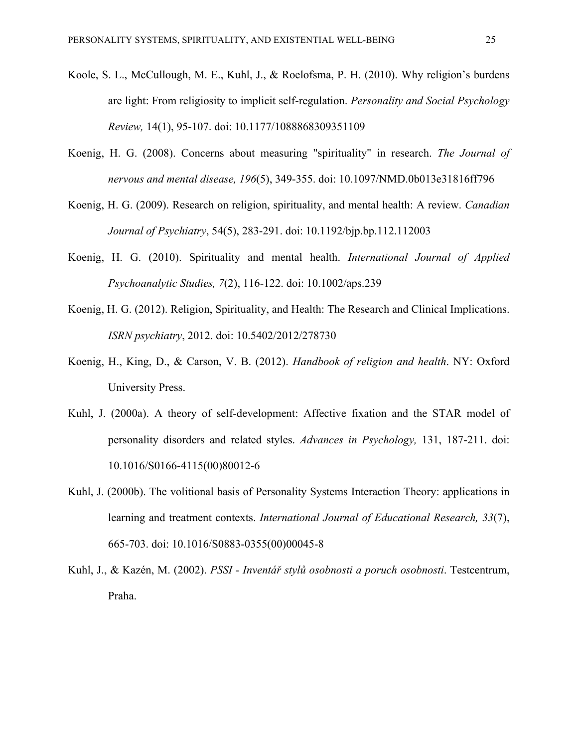Koole, S. L., McCullough, M. E., Kuhl, J., & Roelofsma, P. H. (2010). Why religion's burdens are light: From religiosity to implicit self-regulation. *Personality and Social Psychology Review,* 14(1), 95-107. doi: 10.1177/1088868309351109

Koenig, H. G. (2008). Concerns about measuring "spirituality" in research. *The Journal of nervous and mental disease, 196*(5), 349-355. doi: 10.1097/NMD.0b013e31816ff796

Koenig, H. G. (2009). Research on religion, spirituality, and mental health: A review. *Canadian Journal of Psychiatry*, 54(5), 283-291. doi: 10.1192/bjp.bp.112.112003

Koenig, H. G. (2010). Spirituality and mental health. *International Journal of Applied Psychoanalytic Studies, 7*(2), 116-122. doi: 10.1002/aps.239

Koenig, H. G. (2012). Religion, Spirituality, and Health: The Research and Clinical Implications. *ISRN psychiatry*, 2012. doi: 10.5402/2012/278730

Koenig, H., King, D., & Carson, V. B. (2012). *Handbook of religion and health*. NY: Oxford University Press.

Kuhl, J. (2000a). A theory of self-development: Affective fixation and the STAR model of personality disorders and related styles. *Advances in Psychology,* 131, 187-211. doi: 10.1016/S0166-4115(00)80012-6

Kuhl, J. (2000b). The volitional basis of Personality Systems Interaction Theory: applications in learning and treatment contexts. *International Journal of Educational Research, 33*(7), 665-703. doi: 10.1016/S0883-0355(00)00045-8

Kuhl, J., & Kazén, M. (2002). *PSSI - Inventář stylů osobnosti a poruch osobnosti*. Testcentrum, Praha.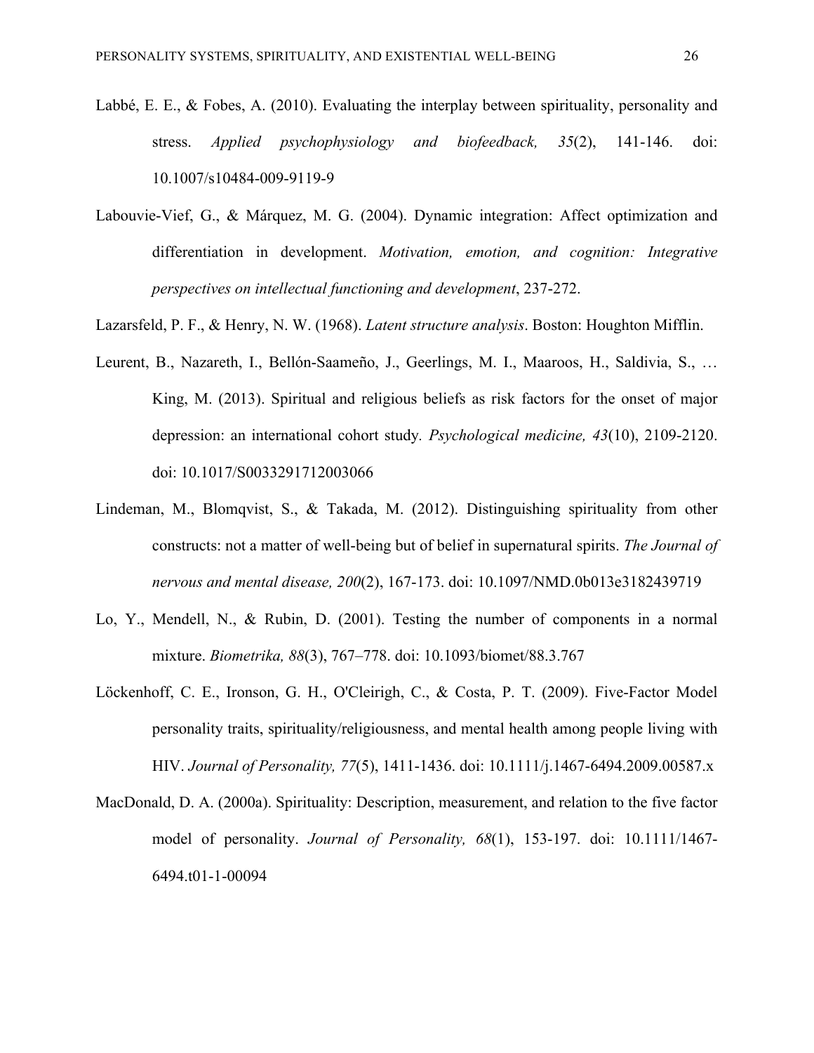Labbé, E. E., & Fobes, A. (2010). Evaluating the interplay between spirituality, personality and stress. *Applied psychophysiology and biofeedback, 35*(2), 141-146. doi: 10.1007/s10484-009-9119-9

Labouvie-Vief, G., & Márquez, M. G. (2004). Dynamic integration: Affect optimization and differentiation in development. *Motivation, emotion, and cognition: Integrative perspectives on intellectual functioning and development*, 237-272.

Lazarsfeld, P. F., & Henry, N. W. (1968). *Latent structure analysis*. Boston: Houghton Mifflin.

Leurent, B., Nazareth, I., Bellón-Saameño, J., Geerlings, M. I., Maaroos, H., Saldivia, S., … King, M. (2013). Spiritual and religious beliefs as risk factors for the onset of major depression: an international cohort study. *Psychological medicine, 43*(10), 2109-2120. doi: 10.1017/S0033291712003066

Lindeman, M., Blomqvist, S., & Takada, M. (2012). Distinguishing spirituality from other constructs: not a matter of well-being but of belief in supernatural spirits. *The Journal of nervous and mental disease, 200*(2), 167-173. doi: 10.1097/NMD.0b013e3182439719

Lo, Y., Mendell, N., & Rubin, D. (2001). Testing the number of components in a normal mixture. *Biometrika, 88*(3), 767–778. doi: 10.1093/biomet/88.3.767

Löckenhoff, C. E., Ironson, G. H., O'Cleirigh, C., & Costa, P. T. (2009). Five-Factor Model personality traits, spirituality/religiousness, and mental health among people living with HIV. *Journal of Personality, 77*(5), 1411-1436. doi: 10.1111/j.1467-6494.2009.00587.x

MacDonald, D. A. (2000a). Spirituality: Description, measurement, and relation to the five factor model of personality. *Journal of Personality, 68*(1), 153-197. doi: 10.1111/1467-6494.t01-1-00094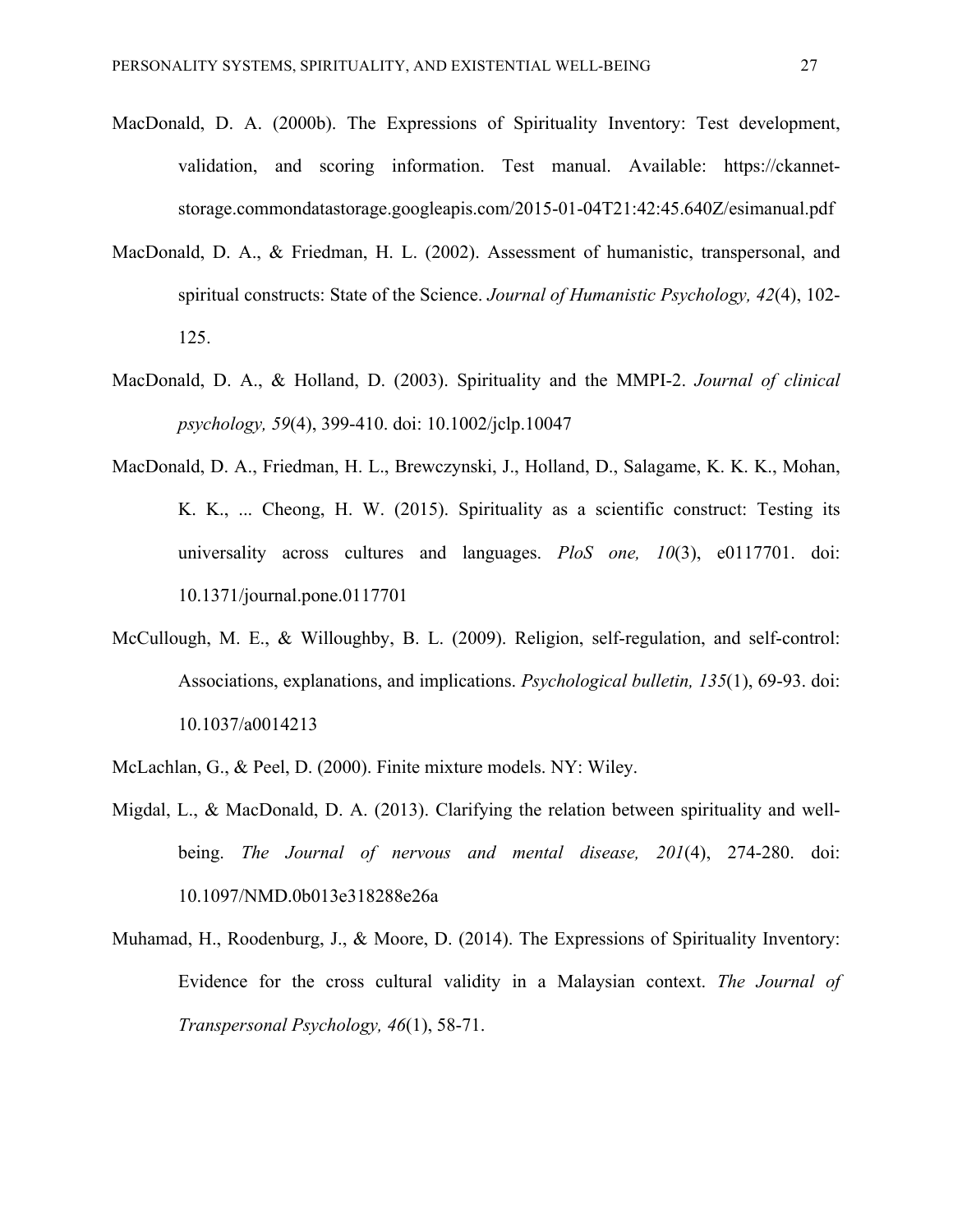MacDonald, D. A. (2000b). The Expressions of Spirituality Inventory: Test development, validation, and scoring information. Test manual. Available: https://ckannet-storage.commondatastorage.googleapis.com/2015-01-04T21:42:45.640Z/esimanual.pdf

MacDonald, D. A., & Friedman, H. L. (2002). Assessment of humanistic, transpersonal, and spiritual constructs: State of the Science. *Journal of Humanistic Psychology, 42*(4), 102-125.

MacDonald, D. A., & Holland, D. (2003). Spirituality and the MMPI-2. *Journal of clinical psychology, 59*(4), 399-410. doi: 10.1002/jclp.10047

MacDonald, D. A., Friedman, H. L., Brewczynski, J., Holland, D., Salagame, K. K. K., Mohan, K. K., ... Cheong, H. W. (2015). Spirituality as a scientific construct: Testing its universality across cultures and languages. *PloS one, 10*(3), e0117701. doi: 10.1371/journal.pone.0117701

McCullough, M. E., & Willoughby, B. L. (2009). Religion, self-regulation, and self-control: Associations, explanations, and implications. *Psychological bulletin, 135*(1), 69-93. doi: 10.1037/a0014213

McLachlan, G., & Peel, D. (2000). Finite mixture models. NY: Wiley.

Migdal, L., & MacDonald, D. A. (2013). Clarifying the relation between spirituality and well-being. *The Journal of nervous and mental disease, 201*(4), 274-280. doi: 10.1097/NMD.0b013e318288e26a

Muhamad, H., Roodenburg, J., & Moore, D. (2014). The Expressions of Spirituality Inventory: Evidence for the cross cultural validity in a Malaysian context. *The Journal of Transpersonal Psychology, 46*(1), 58-71.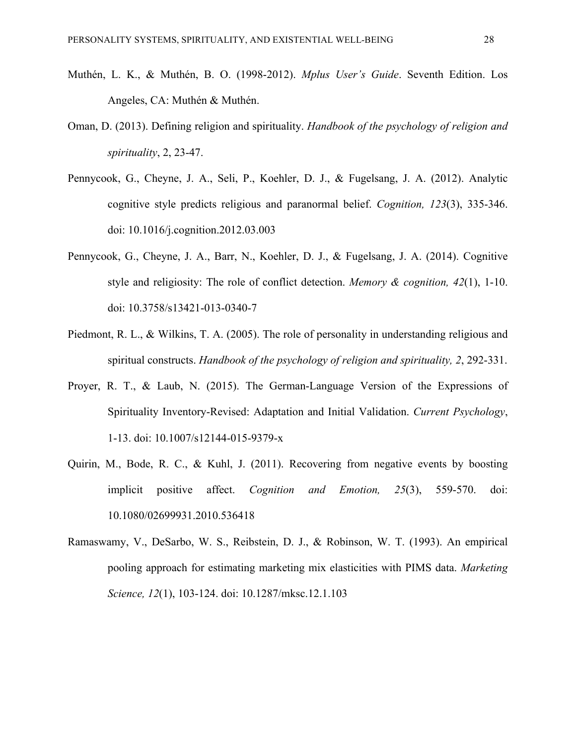Muthén, L. K., & Muthén, B. O. (1998-2012). *Mplus User's Guide*. Seventh Edition. Los Angeles, CA: Muthén & Muthén.

Oman, D. (2013). Defining religion and spirituality. *Handbook of the psychology of religion and spirituality*, 2, 23-47.

Pennycook, G., Cheyne, J. A., Seli, P., Koehler, D. J., & Fugelsang, J. A. (2012). Analytic cognitive style predicts religious and paranormal belief. *Cognition, 123*(3), 335-346. doi: 10.1016/j.cognition.2012.03.003

Pennycook, G., Cheyne, J. A., Barr, N., Koehler, D. J., & Fugelsang, J. A. (2014). Cognitive style and religiosity: The role of conflict detection. *Memory & cognition, 42*(1), 1-10. doi: 10.3758/s13421-013-0340-7

Piedmont, R. L., & Wilkins, T. A. (2005). The role of personality in understanding religious and spiritual constructs. *Handbook of the psychology of religion and spirituality, 2*, 292-331.

Proyer, R. T., & Laub, N. (2015). The German-Language Version of the Expressions of Spirituality Inventory-Revised: Adaptation and Initial Validation. *Current Psychology*, 1-13. doi: 10.1007/s12144-015-9379-x

Quirin, M., Bode, R. C., & Kuhl, J. (2011). Recovering from negative events by boosting implicit positive affect. *Cognition and Emotion, 25*(3), 559-570. doi: 10.1080/02699931.2010.536418

Ramaswamy, V., DeSarbo, W. S., Reibstein, D. J., & Robinson, W. T. (1993). An empirical pooling approach for estimating marketing mix elasticities with PIMS data. *Marketing Science, 12*(1), 103-124. doi: 10.1287/mksc.12.1.103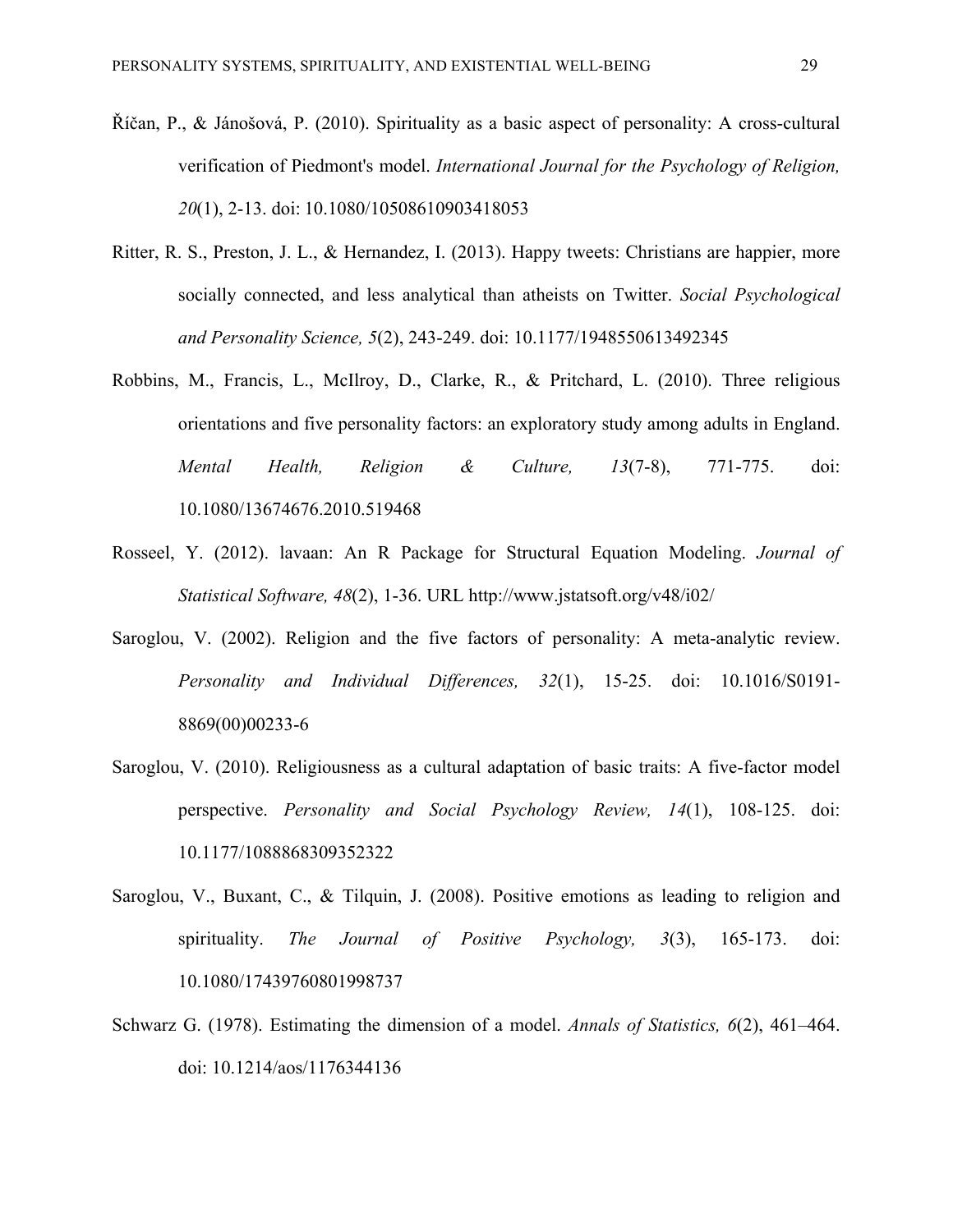Říčan, P., & Jánošová, P. (2010). Spirituality as a basic aspect of personality: A cross-cultural verification of Piedmont's model. *International Journal for the Psychology of Religion, 20*(1), 2-13. doi: 10.1080/10508610903418053

Ritter, R. S., Preston, J. L., & Hernandez, I. (2013). Happy tweets: Christians are happier, more socially connected, and less analytical than atheists on Twitter. *Social Psychological and Personality Science, 5*(2), 243-249. doi: 10.1177/1948550613492345

Robbins, M., Francis, L., McIlroy, D., Clarke, R., & Pritchard, L. (2010). Three religious orientations and five personality factors: an exploratory study among adults in England. *Mental Health, Religion & Culture, 13*(7-8), 771-775. doi: 10.1080/13674676.2010.519468

Rosseel, Y. (2012). lavaan: An R Package for Structural Equation Modeling. *Journal of Statistical Software, 48*(2), 1-36. URL http://www.jstatsoft.org/v48/i02/

Saroglou, V. (2002). Religion and the five factors of personality: A meta-analytic review. *Personality and Individual Differences, 32*(1), 15-25. doi: 10.1016/S0191-8869(00)00233-6

Saroglou, V. (2010). Religiousness as a cultural adaptation of basic traits: A five-factor model perspective. *Personality and Social Psychology Review, 14*(1), 108-125. doi: 10.1177/1088868309352322

Saroglou, V., Buxant, C., & Tilquin, J. (2008). Positive emotions as leading to religion and spirituality. *The Journal of Positive Psychology, 3*(3), 165-173. doi: 10.1080/17439760801998737

Schwarz G. (1978). Estimating the dimension of a model. *Annals of Statistics, 6*(2), 461–464. doi: 10.1214/aos/1176344136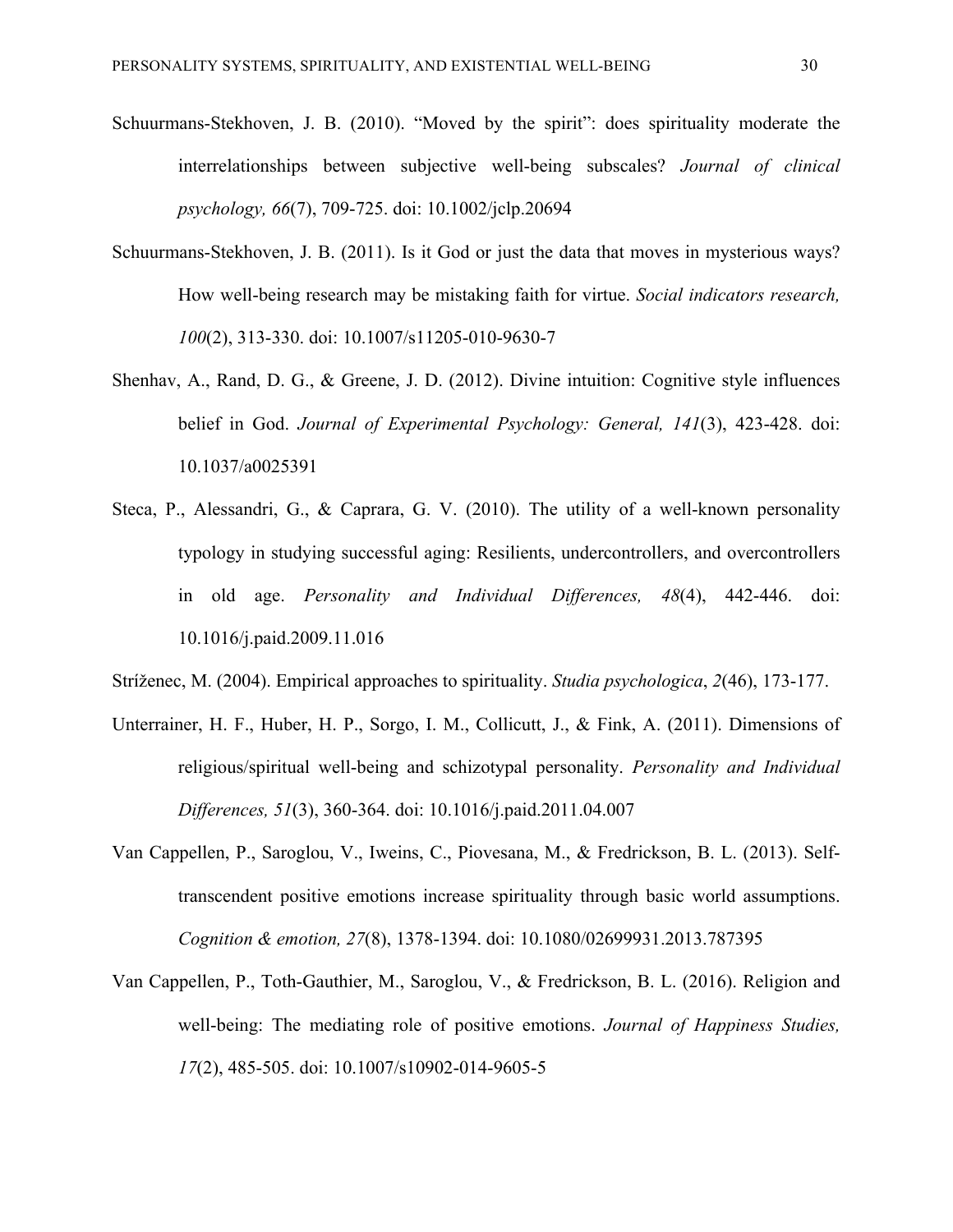Schuurmans-Stekhoven, J. B. (2010). "Moved by the spirit": does spirituality moderate the interrelationships between subjective well-being subscales? *Journal of clinical psychology, 66*(7), 709-725. doi: 10.1002/jclp.20694

Schuurmans-Stekhoven, J. B. (2011). Is it God or just the data that moves in mysterious ways? How well-being research may be mistaking faith for virtue. *Social indicators research, 100*(2), 313-330. doi: 10.1007/s11205-010-9630-7

Shenhav, A., Rand, D. G., & Greene, J. D. (2012). Divine intuition: Cognitive style influences belief in God. *Journal of Experimental Psychology: General, 141*(3), 423-428. doi: 10.1037/a0025391

Steca, P., Alessandri, G., & Caprara, G. V. (2010). The utility of a well-known personality typology in studying successful aging: Resilients, undercontrollers, and overcontrollers in old age. *Personality and Individual Differences, 48*(4), 442-446. doi: 10.1016/j.paid.2009.11.016

Stríženec, M. (2004). Empirical approaches to spirituality. *Studia psychologica*, *2*(46), 173-177.

Unterrainer, H. F., Huber, H. P., Sorgo, I. M., Collicutt, J., & Fink, A. (2011). Dimensions of religious/spiritual well-being and schizotypal personality. *Personality and Individual Differences, 51*(3), 360-364. doi: 10.1016/j.paid.2011.04.007

Van Cappellen, P., Saroglou, V., Iweins, C., Piovesana, M., & Fredrickson, B. L. (2013). Self-transcendent positive emotions increase spirituality through basic world assumptions. *Cognition & emotion, 27*(8), 1378-1394. doi: 10.1080/02699931.2013.787395

Van Cappellen, P., Toth-Gauthier, M., Saroglou, V., & Fredrickson, B. L. (2016). Religion and well-being: The mediating role of positive emotions. *Journal of Happiness Studies, 17*(2), 485-505. doi: 10.1007/s10902-014-9605-5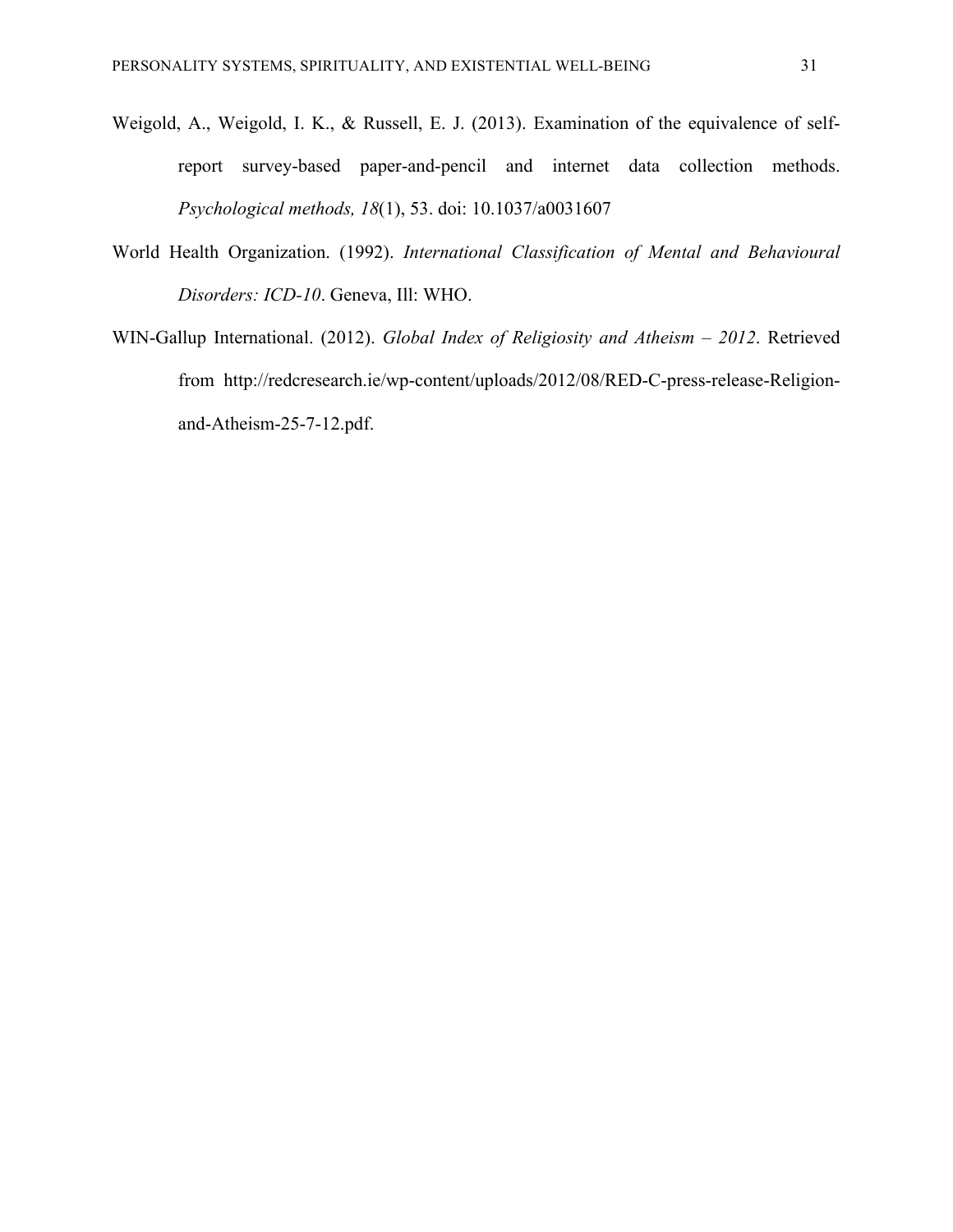Weigold, A., Weigold, I. K., & Russell, E. J. (2013). Examination of the equivalence of self-report survey-based paper-and-pencil and internet data collection methods. *Psychological methods, 18*(1), 53. doi: 10.1037/a0031607

World Health Organization. (1992). *International Classification of Mental and Behavioural Disorders: ICD-10*. Geneva, Ill: WHO.

WIN-Gallup International. (2012). *Global Index of Religiosity and Atheism – 2012*. Retrieved from http://redcresearch.ie/wp-content/uploads/2012/08/RED-C-press-release-Religion-and-Atheism-25-7-12.pdf.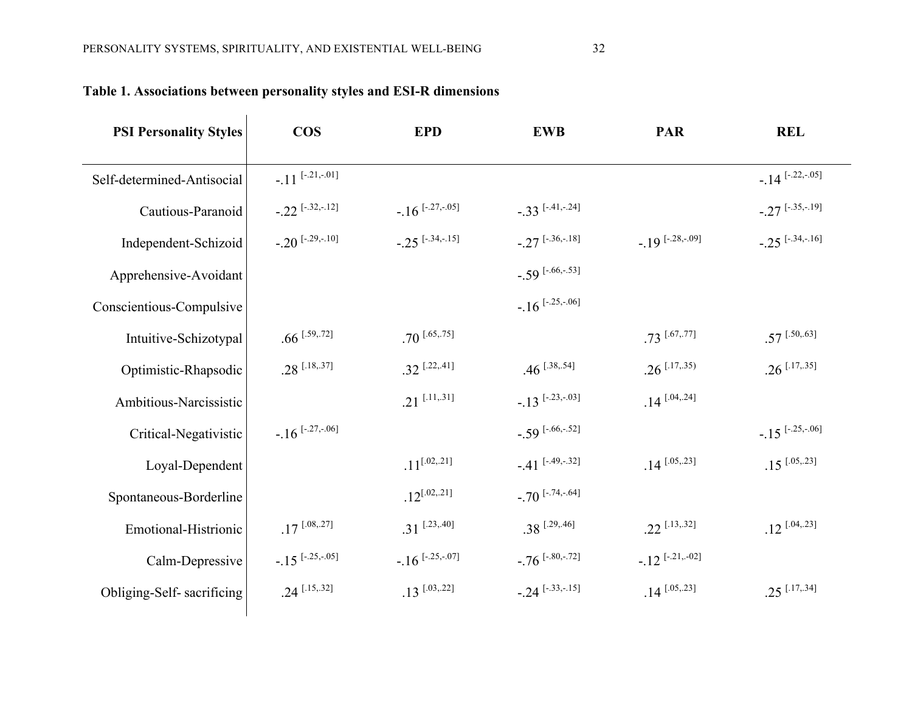**Table 1. Associations between personality styles and ESI-R dimensions**

| PSI Personality Styles | COS | EPD | EWB | PAR | REL |
|---|---|---|---|---|---|
| Self-determined-Antisocial | -.11 [-.21,-.01] | | | | -.14 [-.22,-.05] |
| Cautious-Paranoid | -.22 [-.32,-.12] | -.16 [-.27,-.05] | -.33 [-.41,-.24] | | -.27 [-.35,-.19] |
| Independent-Schizoid | -.20 [-.29,-.10] | -.25 [-.34,-.15] | -.27 [-.36,-.18] | -.19 [-.28,-.09] | -.25 [-.34,-.16] |
| Apprehensive-Avoidant | | | -.59 [-.66,-.53] | | |
| Conscientious-Compulsive | | | -.16 [-.25,-.06] | | |
| Intuitive-Schizotypal | .66 [.59,.72] | .70 [.65,.75] | | .73 [.67,.77] | .57 [.50,.63] |
| Optimistic-Rhapsodic | .28 [.18,.37] | .32 [.22,.41] | .46 [.38,.54] | .26 [.17,.35) | .26 [.17,.35] |
| Ambitious-Narcissistic | | .21 [.11,.31] | -.13 [-.23,-.03] | .14 [.04,.24] | |
| Critical-Negativistic | -.16 [-.27,-.06] | | -.59 [-.66,-.52] | | -.15 [-.25,-.06] |
| Loyal-Dependent | | .11[.02,.21] | -.41 [-.49,-.32] | .14 [.05,.23] | .15 [.05,.23] |
| Spontaneous-Borderline | | .12[.02,.21] | -.70 [-.74,-.64] | | |
| Emotional-Histrionic | .17 [.08,.27] | .31 [.23,.40] | .38 [.29,.46] | .22 [.13,.32] | .12 [.04,.23] |
| Calm-Depressive | -.15 [-.25,-.05] | -.16 [-.25,-.07] | -.76 [-.80,-.72] | -.12 [-.21,-.02] | |
| Obliging-Self- sacrificing | .24 [.15,.32] | .13 [.03,.22] | -.24 [-.33,-.15] | .14 [.05,.23] | .25 [.17,.34] |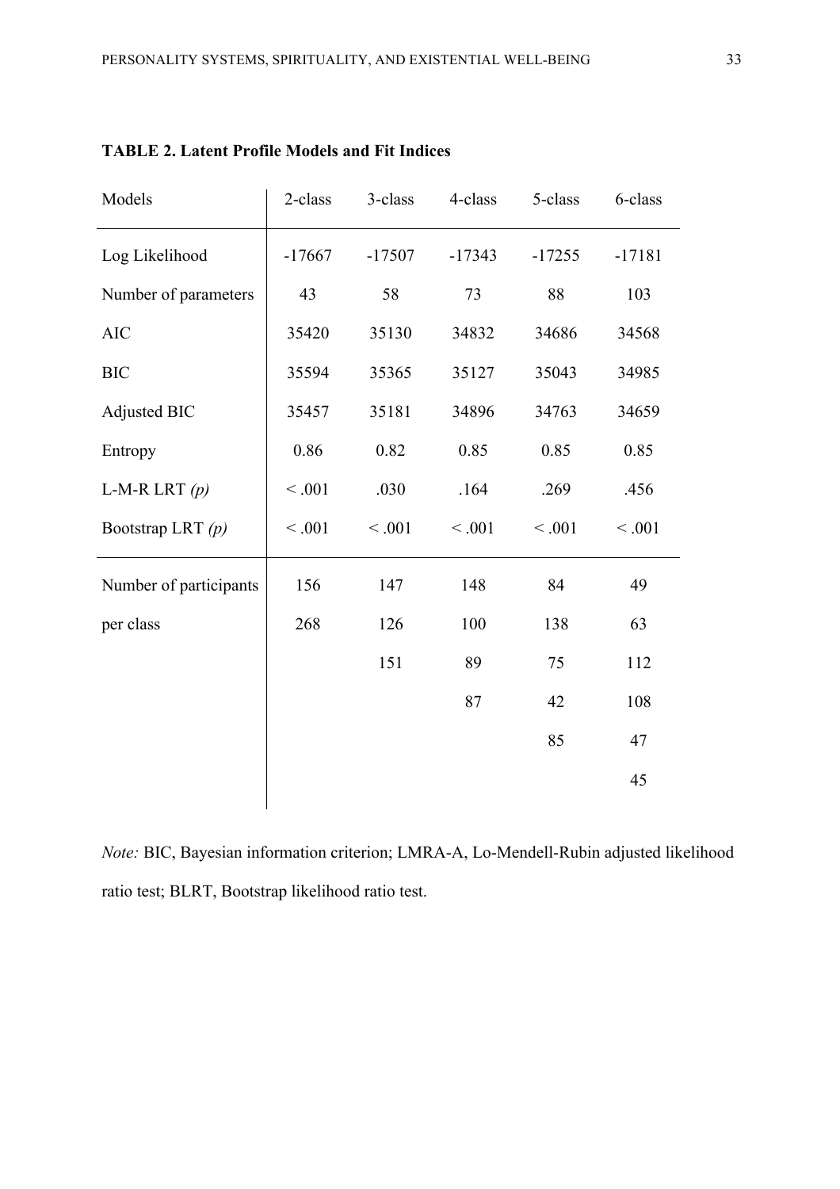**TABLE 2. Latent Profile Models and Fit Indices**

| Models | 2-class | 3-class | 4-class | 5-class | 6-class |
|---|---|---|---|---|---|
| Log Likelihood | -17667 | -17507 | -17343 | -17255 | -17181 |
| Number of parameters | 43 | 58 | 73 | 88 | 103 |
| AIC | 35420 | 35130 | 34832 | 34686 | 34568 |
| BIC | 35594 | 35365 | 35127 | 35043 | 34985 |
| Adjusted BIC | 35457 | 35181 | 34896 | 34763 | 34659 |
| Entropy | 0.86 | 0.82 | 0.85 | 0.85 | 0.85 |
| L-M-R LRT *(p)* | < .001 | .030 | .164 | .269 | .456 |
| Bootstrap LRT *(p)* | < .001 | < .001 | < .001 | < .001 | < .001 |
| Number of participants | 156 | 147 | 148 | 84 | 49 |
| per class | 268 | 126 | 100 | 138 | 63 |
| | | 151 | 89 | 75 | 112 |
| | | | 87 | 42 | 108 |
| | | | | 85 | 47 |
| | | | | | 45 |

*Note:* BIC, Bayesian information criterion; LMRA-A, Lo-Mendell-Rubin adjusted likelihood ratio test; BLRT, Bootstrap likelihood ratio test.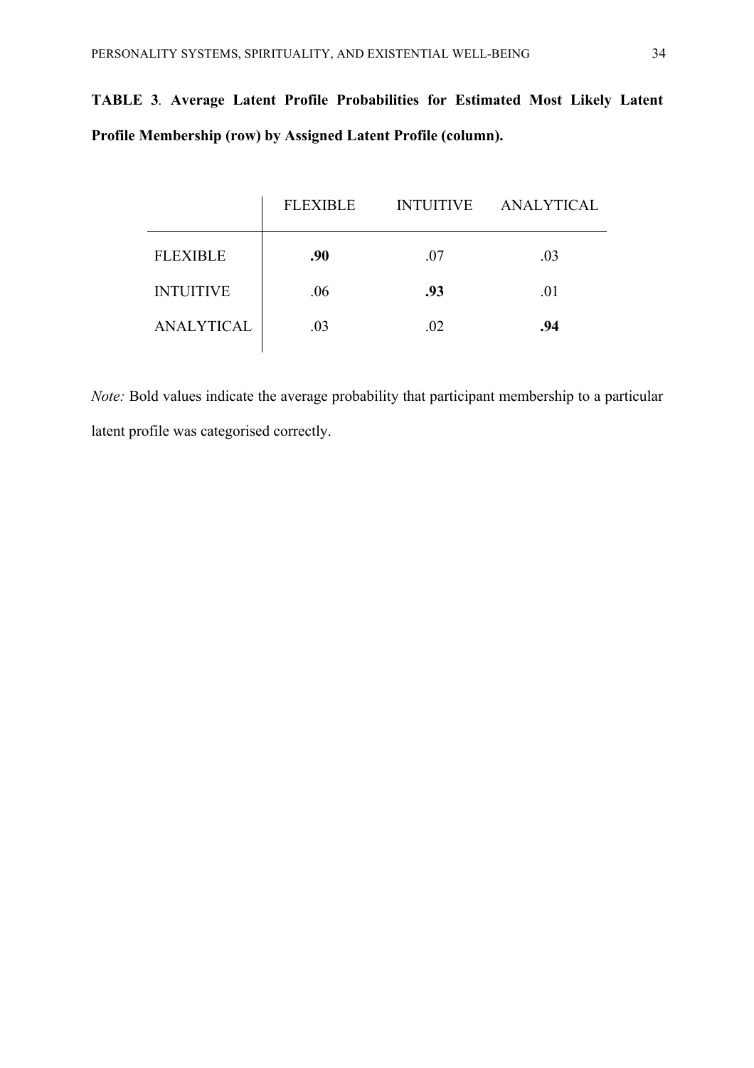**TABLE 3**. **Average Latent Profile Probabilities for Estimated Most Likely Latent Profile Membership (row) by Assigned Latent Profile (column).**

| | FLEXIBLE | INTUITIVE | ANALYTICAL |
|---|---|---|---|
| FLEXIBLE | **.90** | .07 | .03 |
| INTUITIVE | .06 | **.93** | .01 |
| ANALYTICAL | .03 | .02 | **.94** |

*Note:* Bold values indicate the average probability that participant membership to a particular latent profile was categorised correctly.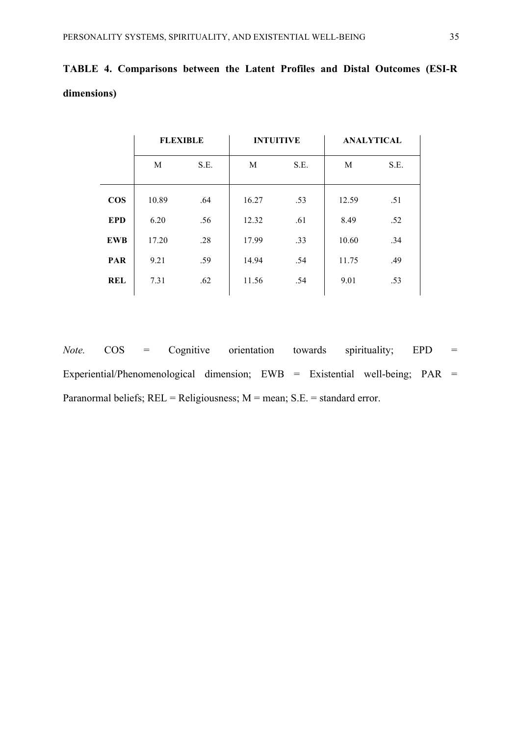**TABLE 4. Comparisons between the Latent Profiles and Distal Outcomes (ESI-R dimensions)**

| | FLEXIBLE | | INTUITIVE | | ANALYTICAL | |
|---|---|---|---|---|---|---|
| | M | S.E. | M | S.E. | M | S.E. |
| **COS** | 10.89 | .64 | 16.27 | .53 | 12.59 | .51 |
| **EPD** | 6.20 | .56 | 12.32 | .61 | 8.49 | .52 |
| **EWB** | 17.20 | .28 | 17.99 | .33 | 10.60 | .34 |
| **PAR** | 9.21 | .59 | 14.94 | .54 | 11.75 | .49 |
| **REL** | 7.31 | .62 | 11.56 | .54 | 9.01 | .53 |

*Note.* COS = Cognitive orientation towards spirituality; EPD = Experiential/Phenomenological dimension; EWB = Existential well-being; PAR = Paranormal beliefs; REL = Religiousness; M = mean; S.E. = standard error.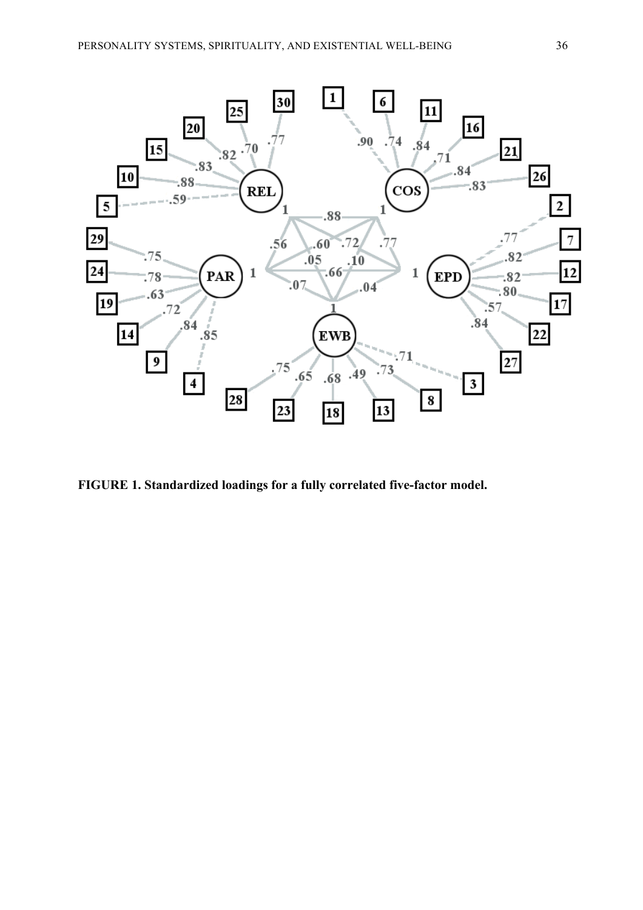**FIGURE 1. Standardized loadings for a fully correlated five-factor model.**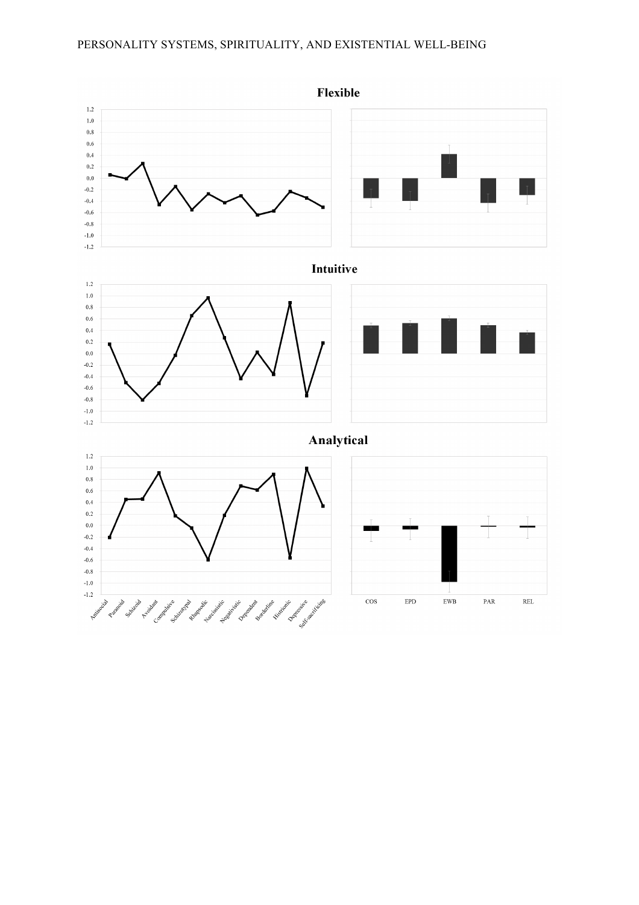**Flexible**

**Intuitive**

**Analytical**

Antisocial, Paranoid, Schizoid, Avoidant, Compulsive, Schizotypal, Rhapsodic, Narcissistic, Negativistic, Dependent, Borderline, Histrionic, Depressive, Self-sacrificing

COS, EPD, EWB, PAR, REL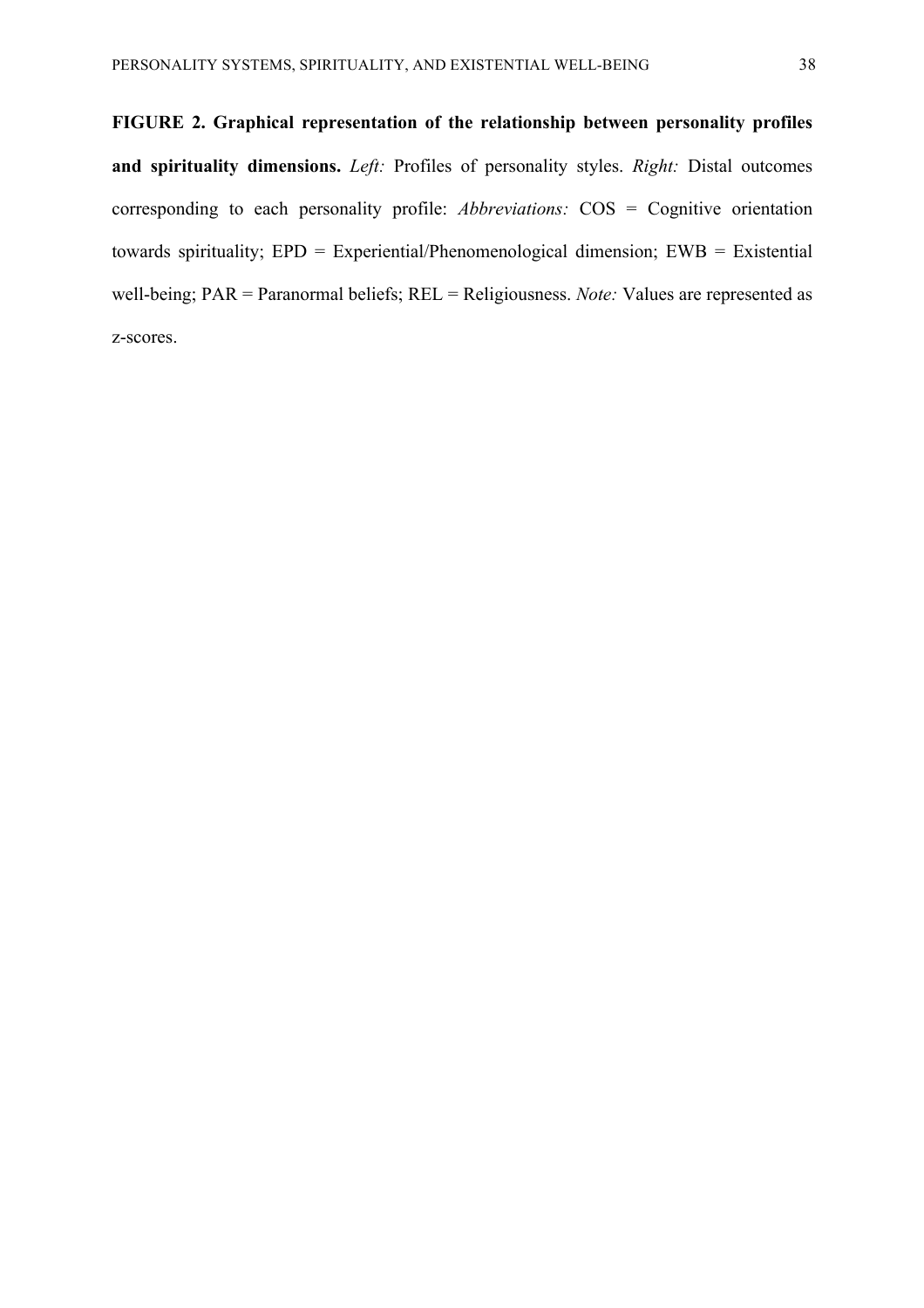**FIGURE 2. Graphical representation of the relationship between personality profiles and spirituality dimensions.** *Left:* Profiles of personality styles. *Right:* Distal outcomes corresponding to each personality profile: *Abbreviations:* COS = Cognitive orientation towards spirituality; EPD = Experiential/Phenomenological dimension; EWB = Existential well-being; PAR = Paranormal beliefs; REL = Religiousness. *Note:* Values are represented as z-scores.